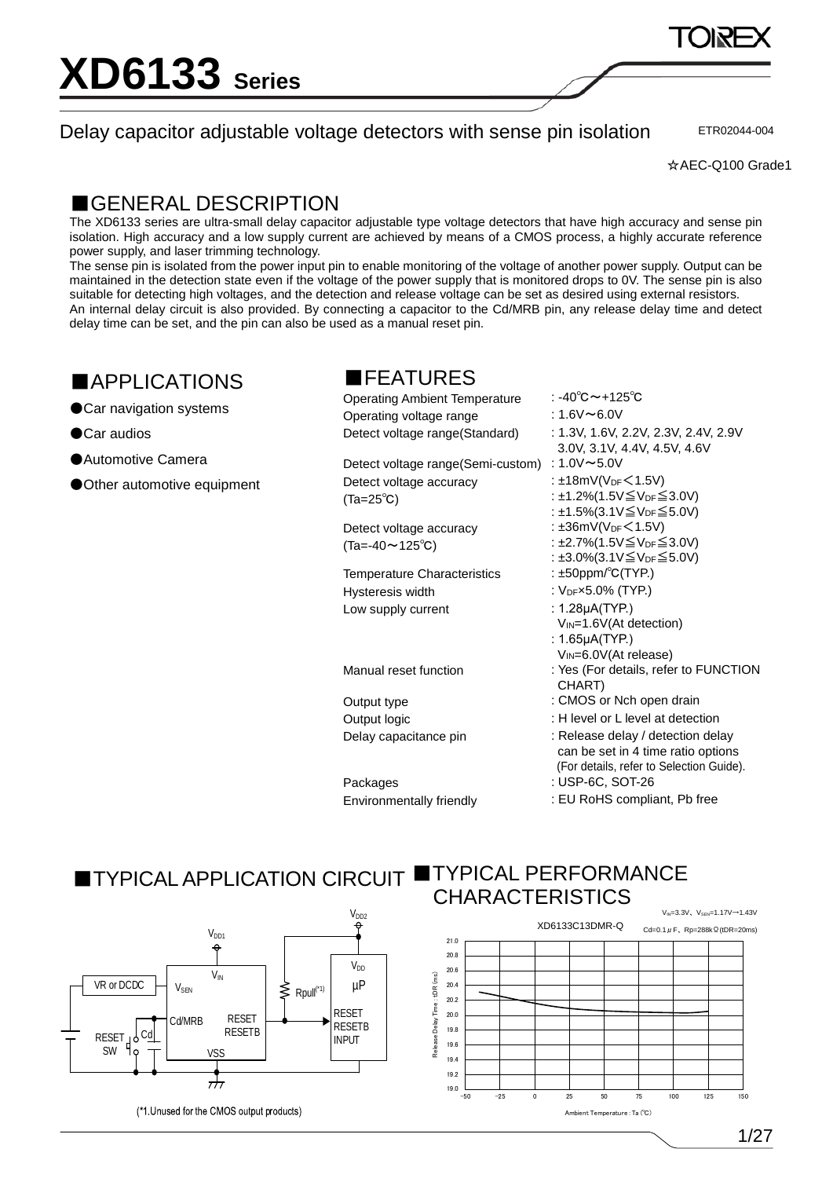# XD6133 Series

Delay capacitor adjustable voltage detectors with sense pin isolation

ETR02044-004

☆AEC-Q100 Grade1

## ■GENERAL DESCRIPTION

The XD6133 series are ultra-small delay capacitor adjustable type voltage detectors that have high accuracy and sense pin isolation. High accuracy and a low supply current are achieved by means of a CMOS process, a highly accurate reference power supply, and laser trimming technology.

The sense pin is isolated from the power input pin to enable monitoring of the voltage of another power supply. Output can be maintained in the detection state even if the voltage of the power supply that is monitored drops to 0V. The sense pin is also suitable for detecting high voltages, and the detection and release voltage can be set as desired using external resistors.

An internal delay circuit is also provided. By connecting a capacitor to the Cd/MRB pin, any release delay time and detect delay time can be set, and the pin can also be used as a manual reset pin.

## ■APPLICATIONS

- ●Car navigation systems
- ●Car audios
- ●Automotive Camera
- ●Other automotive equipment

## ■FEATURES

| | |
|---|---|
| Operating Ambient Temperature | : -40℃～+125℃ |
| Operating voltage range | : 1.6V～6.0V |
| Detect voltage range(Standard) | : 1.3V, 1.6V, 2.2V, 2.3V, 2.4V, 2.9V 3.0V, 3.1V, 4.4V, 4.5V, 4.6V |
| Detect voltage range(Semi-custom) | : 1.0V～5.0V |
| Detect voltage accuracy (Ta=25℃) | : ±18mV($V_{DF}$<1.5V)<br>: ±1.2%(1.5V≦$V_{DF}$≦3.0V)<br>: ±1.5%(3.1V≦$V_{DF}$≦5.0V) |
| Detect voltage accuracy (Ta=-40～125℃) | : ±36mV($V_{DF}$<1.5V)<br>: ±2.7%(1.5V≦$V_{DF}$≦3.0V)<br>: ±3.0%(3.1V≦$V_{DF}$≦5.0V) |
| Temperature Characteristics | : ±50ppm/℃(TYP.) |
| Hysteresis width | : $V_{DF}$×5.0% (TYP.) |
| Low supply current | : 1.28μA(TYP.) $V_{IN}$=1.6V(At detection)<br>: 1.65μA(TYP.) $V_{IN}$=6.0V(At release) |
| Manual reset function | : Yes (For details, refer to FUNCTION CHART) |
| Output type | : CMOS or Nch open drain |
| Output logic | : H level or L level at detection |
| Delay capacitance pin | : Release delay / detection delay can be set in 4 time ratio options (For details, refer to Selection Guide). |
| Packages | : USP-6C, SOT-26 |
| Environmentally friendly | : EU RoHS compliant, Pb free |

## ■TYPICAL APPLICATION CIRCUIT

(*1.Unused for the CMOS output products)

## ■TYPICAL PERFORMANCE CHARACTERISTICS

XD6133C13DMR-Q

$V_{IN}$=3.3V、$V_{SEN}$=1.17V→1.43V
Cd=0.1μF、Rp=288kΩ(tDR=20ms)

Release Delay Time : tDR (ms) vs. Ambient Temperature : Ta (℃)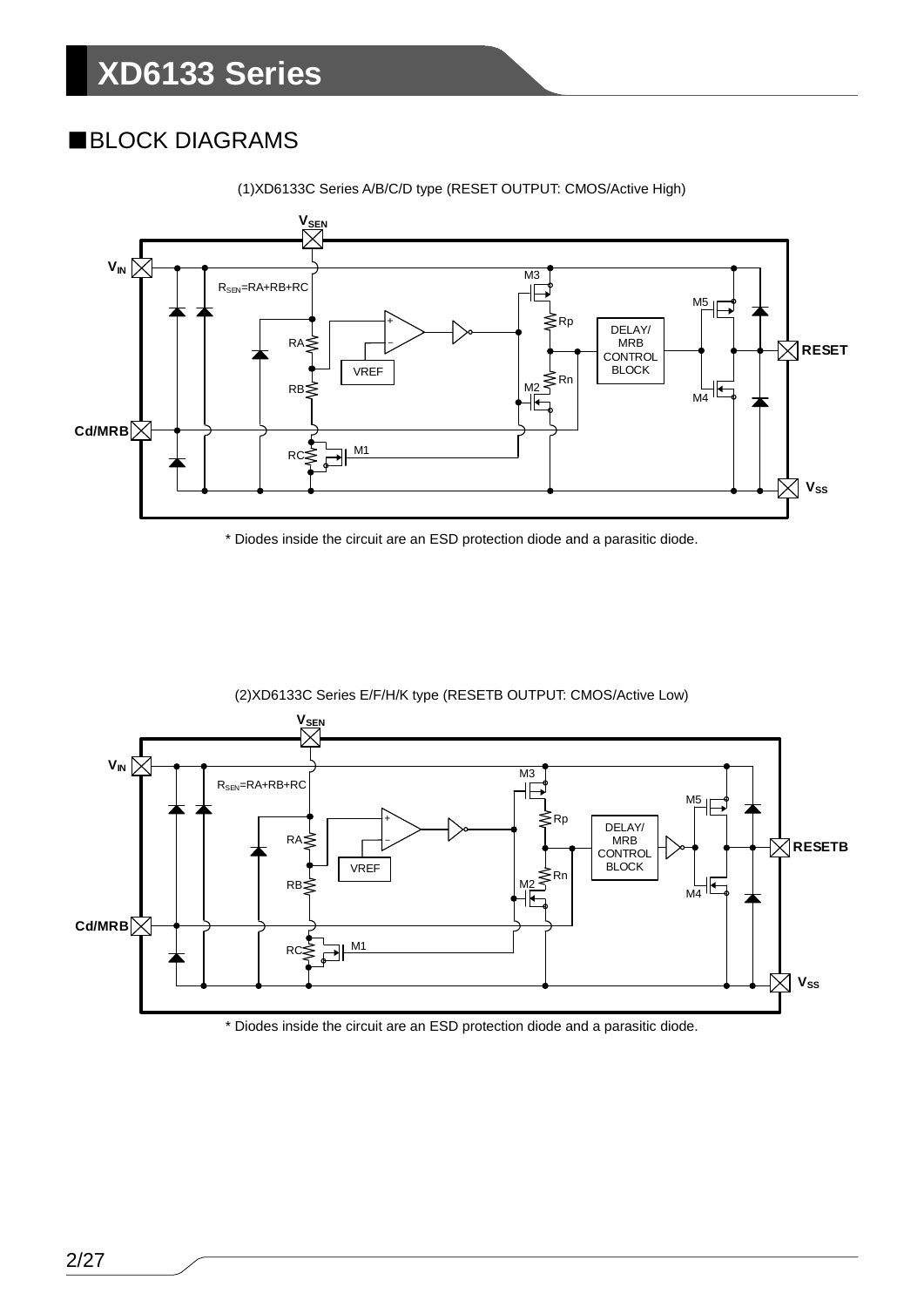## ■BLOCK DIAGRAMS

(1)XD6133C Series A/B/C/D type (RESET OUTPUT: CMOS/Active High)

* Diodes inside the circuit are an ESD protection diode and a parasitic diode.

(2)XD6133C Series E/F/H/K type (RESETB OUTPUT: CMOS/Active Low)

* Diodes inside the circuit are an ESD protection diode and a parasitic diode.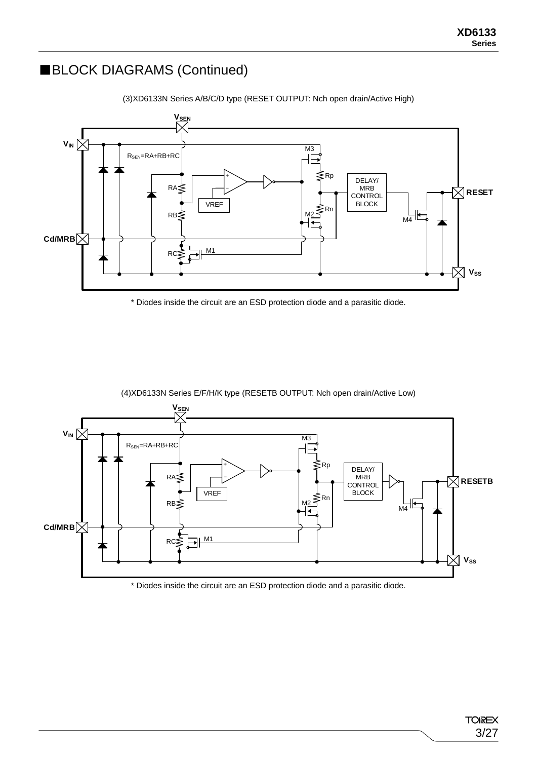## ■BLOCK DIAGRAMS (Continued)

(3)XD6133N Series A/B/C/D type (RESET OUTPUT: Nch open drain/Active High)

$V_{SEN}$

$V_{IN}$

$R_{SEN}$=RA+RB+RC

RA

RB

RC

VREF

M1

M2

M3

M4

Rp

Rn

DELAY/ MRB CONTROL BLOCK

RESET

Cd/MRB

$V_{SS}$

\* Diodes inside the circuit are an ESD protection diode and a parasitic diode.

(4)XD6133N Series E/F/H/K type (RESETB OUTPUT: Nch open drain/Active Low)

$V_{SEN}$

$V_{IN}$

$R_{SEN}$=RA+RB+RC

RA

RB

RC

VREF

M1

M2

M3

M4

Rp

Rn

DELAY/ MRB CONTROL BLOCK

RESETB

Cd/MRB

$V_{SS}$

\* Diodes inside the circuit are an ESD protection diode and a parasitic diode.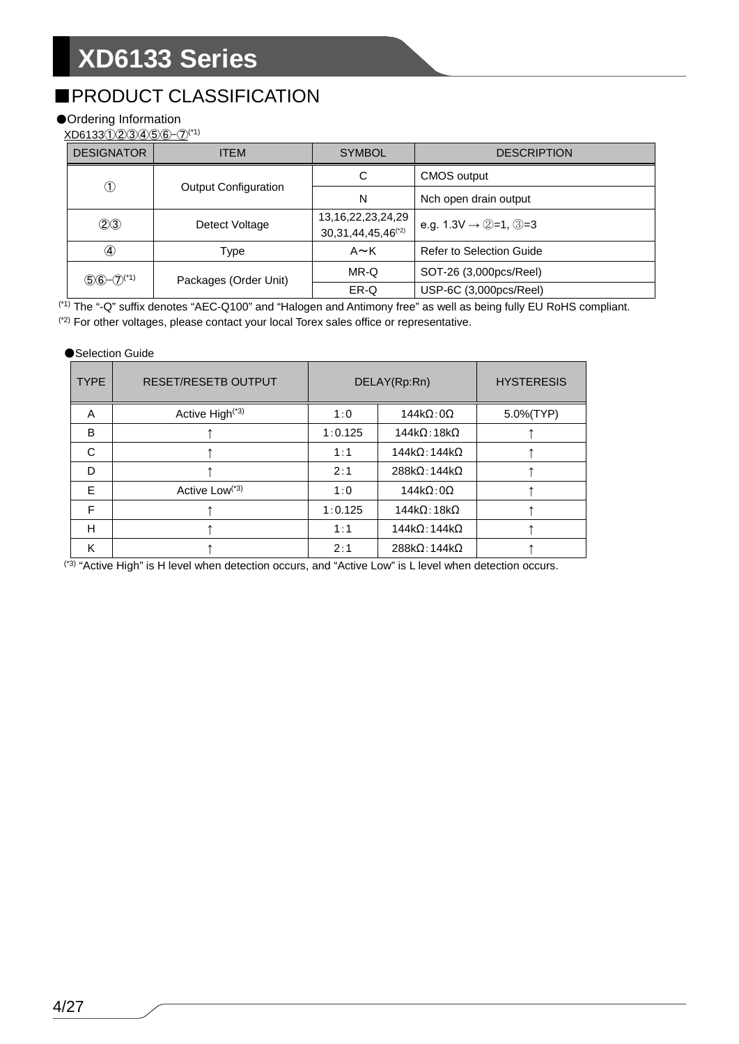# ■PRODUCT CLASSIFICATION

●Ordering Information

XD6133①②③④⑤⑥-⑦[*1]

| DESIGNATOR | ITEM | SYMBOL | DESCRIPTION |
|---|---|---|---|
| ① | Output Configuration | C | CMOS output |
| | | N | Nch open drain output |
| ②③ | Detect Voltage | 13,16,22,23,24,29 30,31,44,45,46[*2] | e.g. 1.3V → ②=1, ③=3 |
| ④ | Type | A～K | Refer to Selection Guide |
| ⑤⑥-⑦[*1] | Packages (Order Unit) | MR-Q | SOT-26 (3,000pcs/Reel) |
| | | ER-Q | USP-6C (3,000pcs/Reel) |

[*1] The "-Q" suffix denotes "AEC-Q100" and "Halogen and Antimony free" as well as being fully EU RoHS compliant.

[*2] For other voltages, please contact your local Torex sales office or representative.

●Selection Guide

| TYPE | RESET/RESETB OUTPUT | DELAY(Rp:Rn) | | HYSTERESIS |
|---|---|---|---|---|
| A | Active High[*3] | 1:0 | 144kΩ:0Ω | 5.0%(TYP) |
| B | ↑ | 1:0.125 | 144kΩ:18kΩ | ↑ |
| C | ↑ | 1:1 | 144kΩ:144kΩ | ↑ |
| D | ↑ | 2:1 | 288kΩ:144kΩ | ↑ |
| E | Active Low[*3] | 1:0 | 144kΩ:0Ω | ↑ |
| F | ↑ | 1:0.125 | 144kΩ:18kΩ | ↑ |
| H | ↑ | 1:1 | 144kΩ:144kΩ | ↑ |
| K | ↑ | 2:1 | 288kΩ:144kΩ | ↑ |

[*3] "Active High" is H level when detection occurs, and "Active Low" is L level when detection occurs.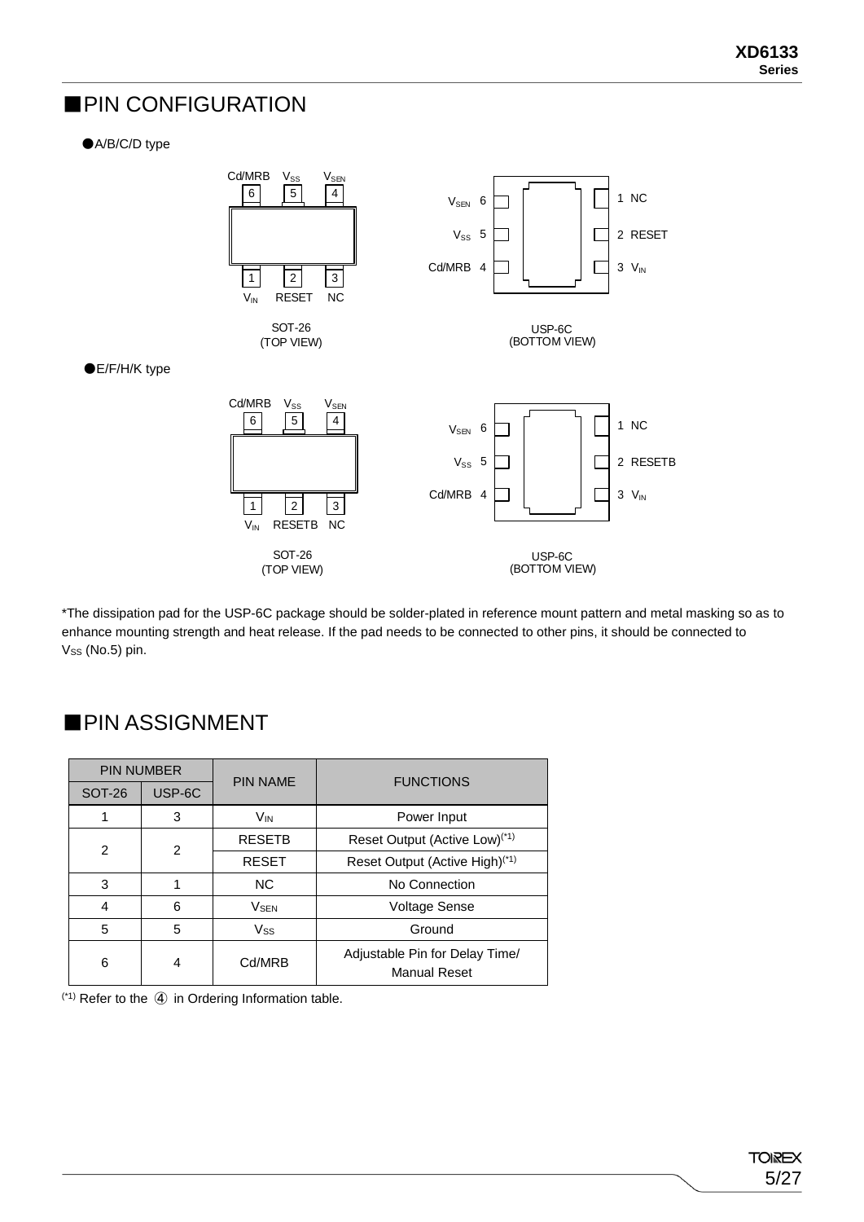## ■PIN CONFIGURATION

●A/B/C/D type

SOT-26 (TOP VIEW): 6 Cd/MRB, 5 $V_{SS}$, 4 $V_{SEN}$, 1 $V_{IN}$, 2 RESET, 3 NC

USP-6C (BOTTOM VIEW): $V_{SEN}$ 6, $V_{SS}$ 5, Cd/MRB 4, 1 NC, 2 RESET, 3 $V_{IN}$

●E/F/H/K type

SOT-26 (TOP VIEW): 6 Cd/MRB, 5 $V_{SS}$, 4 $V_{SEN}$, 1 $V_{IN}$, 2 RESETB, 3 NC

USP-6C (BOTTOM VIEW): $V_{SEN}$ 6, $V_{SS}$ 5, Cd/MRB 4, 1 NC, 2 RESETB, 3 $V_{IN}$

*The dissipation pad for the USP-6C package should be solder-plated in reference mount pattern and metal masking so as to enhance mounting strength and heat release. If the pad needs to be connected to other pins, it should be connected to $V_{SS}$ (No.5) pin.

## ■PIN ASSIGNMENT

| PIN NUMBER | | PIN NAME | FUNCTIONS |
|---|---|---|---|
| SOT-26 | USP-6C | | |
| 1 | 3 | $V_{IN}$ | Power Input |
| 2 | 2 | RESETB | Reset Output (Active Low)(*1) |
| | | RESET | Reset Output (Active High)(*1) |
| 3 | 1 | NC | No Connection |
| 4 | 6 | $V_{SEN}$ | Voltage Sense |
| 5 | 5 | $V_{SS}$ | Ground |
| 6 | 4 | Cd/MRB | Adjustable Pin for Delay Time/ Manual Reset |

(*1) Refer to the ④ in Ordering Information table.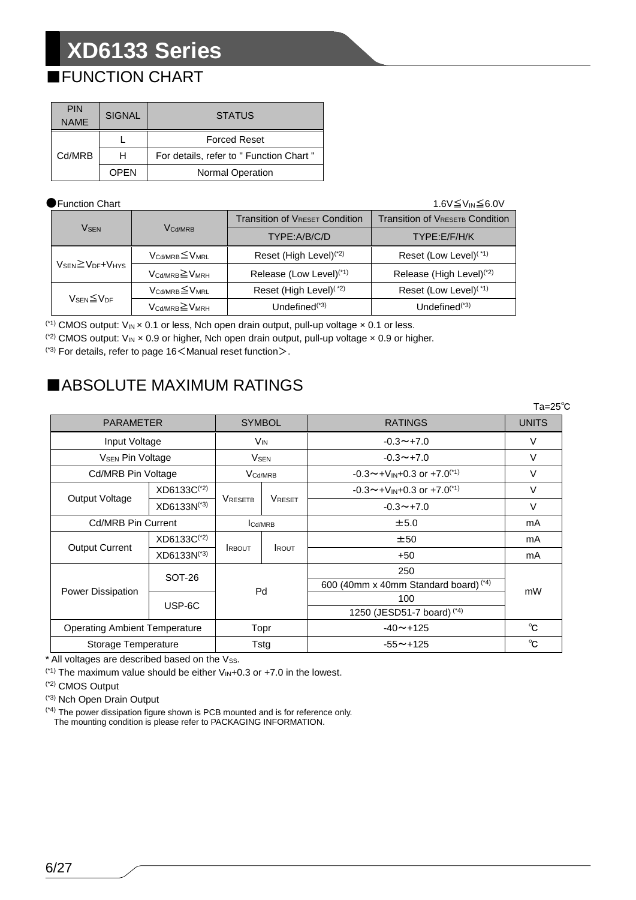## ■FUNCTION CHART

| PIN NAME | SIGNAL | STATUS |
|---|---|---|
| Cd/MRB | L | Forced Reset |
| | H | For details, refer to " Function Chart " |
| | OPEN | Normal Operation |

● Function Chart

$1.6V \leqq V_{IN} \leqq 6.0V$

| $V_{SEN}$ | $V_{Cd/MRB}$ | Transition of $V_{RESET}$ Condition | Transition of $V_{RESETB}$ Condition |
|---|---|---|---|
| | | TYPE:A/B/C/D | TYPE:E/F/H/K |
| $V_{SEN} \geqq V_{DF}+V_{HYS}$ | $V_{Cd/MRB} \leqq V_{MRL}$ | Reset (High Level)(*2) | Reset (Low Level)(*1) |
| | $V_{Cd/MRB} \geqq V_{MRH}$ | Release (Low Level)(*1) | Release (High Level)(*2) |
| $V_{SEN} \leqq V_{DF}$ | $V_{Cd/MRB} \leqq V_{MRL}$ | Reset (High Level)(*2) | Reset (Low Level)(*1) |
| | $V_{Cd/MRB} \geqq V_{MRH}$ | Undefined(*3) | Undefined(*3) |

(*1) CMOS output: $V_{IN}$ × 0.1 or less, Nch open drain output, pull-up voltage × 0.1 or less.

(*2) CMOS output: $V_{IN}$ × 0.9 or higher, Nch open drain output, pull-up voltage × 0.9 or higher.

(*3) For details, refer to page 16＜Manual reset function＞.

## ■ABSOLUTE MAXIMUM RATINGS

Ta=25℃

| PARAMETER | | SYMBOL | | RATINGS | UNITS |
|---|---|---|---|---|---|
| Input Voltage | | $V_{IN}$ | | -0.3～+7.0 | V |
| $V_{SEN}$ Pin Voltage | | $V_{SEN}$ | | -0.3～+7.0 | V |
| Cd/MRB Pin Voltage | | $V_{Cd/MRB}$ | | -0.3～+$V_{IN}$+0.3 or +7.0(*1) | V |
| Output Voltage | XD6133C(*2) | $V_{RESETB}$ | $V_{RESET}$ | -0.3～+$V_{IN}$+0.3 or +7.0(*1) | V |
| | XD6133N(*3) | | | -0.3～+7.0 | V |
| Cd/MRB Pin Current | | $I_{Cd/MRB}$ | | ±5.0 | mA |
| Output Current | XD6133C(*2) | $I_{RBOUT}$ | $I_{ROUT}$ | ±50 | mA |
| | XD6133N(*3) | | | +50 | mA |
| Power Dissipation | SOT-26 | Pd | | 250 | mW |
| | | | | 600 (40mm x 40mm Standard board) (*4) | |
| | USP-6C | | | 100 | |
| | | | | 1250 (JESD51-7 board) (*4) | |
| Operating Ambient Temperature | | Topr | | -40～+125 | ℃ |
| Storage Temperature | | Tstg | | -55～+125 | ℃ |

* All voltages are described based on the $V_{SS}$.

(*1) The maximum value should be either $V_{IN}$+0.3 or +7.0 in the lowest.

(*2) CMOS Output

(*3) Nch Open Drain Output

(*4) The power dissipation figure shown is PCB mounted and is for reference only.
The mounting condition is please refer to PACKAGING INFORMATION.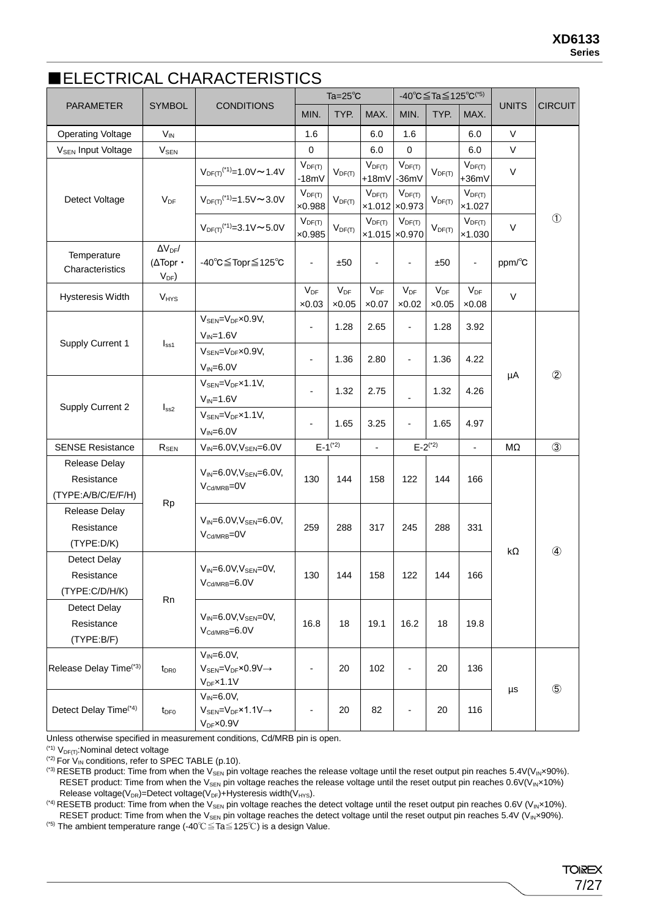## ■ELECTRICAL CHARACTERISTICS

| PARAMETER | SYMBOL | CONDITIONS | Ta=25℃ | | | -40℃≦Ta≦125℃(*5) | | | UNITS | CIRCUIT |
|---|---|---|---|---|---|---|---|---|---|---|
| | | | MIN. | TYP. | MAX. | MIN. | TYP. | MAX. | | |
| Operating Voltage | $V_{IN}$ | | 1.6 | | 6.0 | 1.6 | | 6.0 | V | ① |
| $V_{SEN}$ Input Voltage | $V_{SEN}$ | | 0 | | 6.0 | 0 | | 6.0 | V | ① |
| Detect Voltage | $V_{DF}$ | $V_{DF(T)}$(*1)=1.0V～1.4V | $V_{DF(T)}$ -18mV | $V_{DF(T)}$ | $V_{DF(T)}$ +18mV | $V_{DF(T)}$ -36mV | $V_{DF(T)}$ | $V_{DF(T)}$ +36mV | V | ① |
| | | $V_{DF(T)}$(*1)=1.5V～3.0V | $V_{DF(T)}$ ×0.988 | $V_{DF(T)}$ | $V_{DF(T)}$ ×1.012 | $V_{DF(T)}$ ×0.973 | $V_{DF(T)}$ | $V_{DF(T)}$ ×1.027 | | |
| | | $V_{DF(T)}$(*1)=3.1V～5.0V | $V_{DF(T)}$ ×0.985 | $V_{DF(T)}$ | $V_{DF(T)}$ ×1.015 | $V_{DF(T)}$ ×0.970 | $V_{DF(T)}$ | $V_{DF(T)}$ ×1.030 | V | |
| Temperature Characteristics | $\Delta V_{DF}$/ ($\Delta$Topr・$V_{DF}$) | -40℃≦Topr≦125℃ | - | ±50 | - | - | ±50 | - | ppm/℃ | ① |
| Hysteresis Width | $V_{HYS}$ | | $V_{DF}$ ×0.03 | $V_{DF}$ ×0.05 | $V_{DF}$ ×0.07 | $V_{DF}$ ×0.02 | $V_{DF}$ ×0.05 | $V_{DF}$ ×0.08 | V | ① |
| Supply Current 1 | $I_{ss1}$ | $V_{SEN}=V_{DF}$×0.9V, $V_{IN}$=1.6V | - | 1.28 | 2.65 | - | 1.28 | 3.92 | μA | ② |
| | | $V_{SEN}=V_{DF}$×0.9V, $V_{IN}$=6.0V | - | 1.36 | 2.80 | - | 1.36 | 4.22 | | |
| Supply Current 2 | $I_{ss2}$ | $V_{SEN}=V_{DF}$×1.1V, $V_{IN}$=1.6V | - | 1.32 | 2.75 | - | 1.32 | 4.26 | | |
| | | $V_{SEN}=V_{DF}$×1.1V, $V_{IN}$=6.0V | - | 1.65 | 3.25 | - | 1.65 | 4.97 | | |
| SENSE Resistance | $R_{SEN}$ | $V_{IN}$=6.0V,$V_{SEN}$=6.0V | E-1(*2) | | - | E-2(*2) | | - | MΩ | ③ |
| Release Delay Resistance (TYPE:A/B/C/E/F/H) | Rp | $V_{IN}$=6.0V,$V_{SEN}$=6.0V, $V_{Cd/MRB}$=0V | 130 | 144 | 158 | 122 | 144 | 166 | kΩ | ④ |
| Release Delay Resistance (TYPE:D/K) | | $V_{IN}$=6.0V,$V_{SEN}$=6.0V, $V_{Cd/MRB}$=0V | 259 | 288 | 317 | 245 | 288 | 331 | | |
| Detect Delay Resistance (TYPE:C/D/H/K) | Rn | $V_{IN}$=6.0V,$V_{SEN}$=0V, $V_{Cd/MRB}$=6.0V | 130 | 144 | 158 | 122 | 144 | 166 | | |
| Detect Delay Resistance (TYPE:B/F) | | $V_{IN}$=6.0V,$V_{SEN}$=0V, $V_{Cd/MRB}$=6.0V | 16.8 | 18 | 19.1 | 16.2 | 18 | 19.8 | | |
| Release Delay Time(*3) | $t_{DR0}$ | $V_{IN}$=6.0V, $V_{SEN}=V_{DF}$×0.9V→$V_{DF}$×1.1V | - | 20 | 102 | - | 20 | 136 | μs | ⑤ |
| Detect Delay Time(*4) | $t_{DF0}$ | $V_{IN}$=6.0V, $V_{SEN}=V_{DF}$×1.1V→$V_{DF}$×0.9V | - | 20 | 82 | - | 20 | 116 | | |

Unless otherwise specified in measurement conditions, Cd/MRB pin is open.

(*1) $V_{DF(T)}$:Nominal detect voltage

(*2) For $V_{IN}$ conditions, refer to SPEC TABLE (p.10).

(*3) RESETB product: Time from when the $V_{SEN}$ pin voltage reaches the release voltage until the reset output pin reaches 5.4V($V_{IN}$×90%).
RESET product: Time from when the $V_{SEN}$ pin voltage reaches the release voltage until the reset output pin reaches 0.6V($V_{IN}$×10%)
Release voltage($V_{DR}$)=Detect voltage($V_{DF}$)+Hysteresis width($V_{HYS}$).

(*4) RESETB product: Time from when the $V_{SEN}$ pin voltage reaches the detect voltage until the reset output pin reaches 0.6V ($V_{IN}$×10%).
RESET product: Time from when the $V_{SEN}$ pin voltage reaches the detect voltage until the reset output pin reaches 5.4V ($V_{IN}$×90%).

(*5) The ambient temperature range (-40℃≦Ta≦125℃) is a design Value.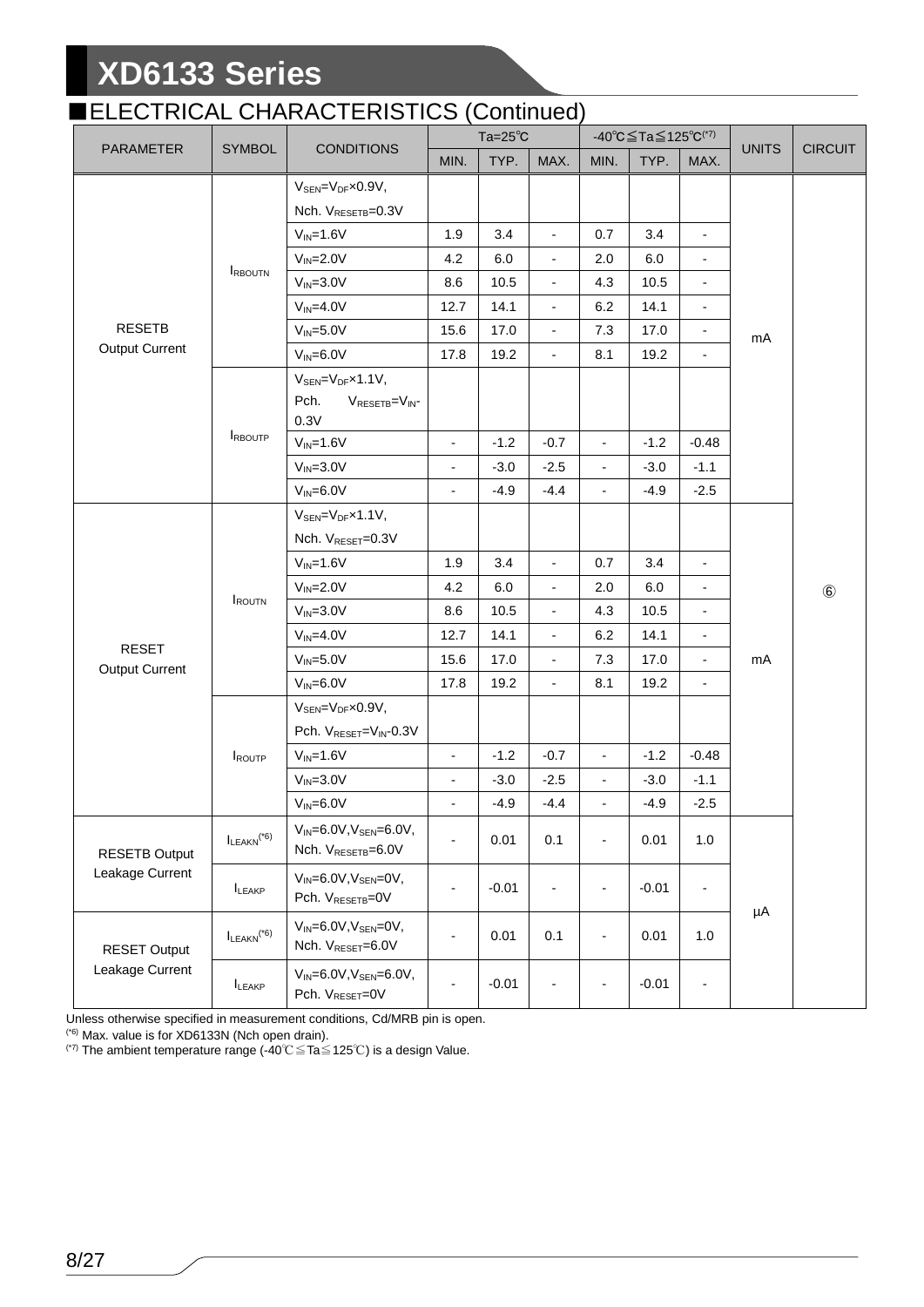## ■ELECTRICAL CHARACTERISTICS (Continued)

| PARAMETER | SYMBOL | CONDITIONS | Ta=25℃ | | | -40℃≦Ta≦125℃(*7) | | | UNITS | CIRCUIT |
|---|---|---|---|---|---|---|---|---|---|---|
| | | | MIN. | TYP. | MAX. | MIN. | TYP. | MAX. | | |
| RESETB Output Current | $I_{RBOUTN}$ | $V_{SEN}=V_{DF}×0.9V$, Nch. $V_{RESETB}=0.3V$ | | | | | | | mA | ⑥ |
| | | $V_{IN}=1.6V$ | 1.9 | 3.4 | - | 0.7 | 3.4 | - | | |
| | | $V_{IN}=2.0V$ | 4.2 | 6.0 | - | 2.0 | 6.0 | - | | |
| | | $V_{IN}=3.0V$ | 8.6 | 10.5 | - | 4.3 | 10.5 | - | | |
| | | $V_{IN}=4.0V$ | 12.7 | 14.1 | - | 6.2 | 14.1 | - | | |
| | | $V_{IN}=5.0V$ | 15.6 | 17.0 | - | 7.3 | 17.0 | - | | |
| | | $V_{IN}=6.0V$ | 17.8 | 19.2 | - | 8.1 | 19.2 | - | | |
| | $I_{RBOUTP}$ | $V_{SEN}=V_{DF}×1.1V$, Pch. $V_{RESETB}=V_{IN}-0.3V$ | | | | | | | | |
| | | $V_{IN}=1.6V$ | - | -1.2 | -0.7 | - | -1.2 | -0.48 | | |
| | | $V_{IN}=3.0V$ | - | -3.0 | -2.5 | - | -3.0 | -1.1 | | |
| | | $V_{IN}=6.0V$ | - | -4.9 | -4.4 | - | -4.9 | -2.5 | | |
| RESET Output Current | $I_{ROUTN}$ | $V_{SEN}=V_{DF}×1.1V$, Nch. $V_{RESET}=0.3V$ | | | | | | | mA | |
| | | $V_{IN}=1.6V$ | 1.9 | 3.4 | - | 0.7 | 3.4 | - | | |
| | | $V_{IN}=2.0V$ | 4.2 | 6.0 | - | 2.0 | 6.0 | - | | |
| | | $V_{IN}=3.0V$ | 8.6 | 10.5 | - | 4.3 | 10.5 | - | | |
| | | $V_{IN}=4.0V$ | 12.7 | 14.1 | - | 6.2 | 14.1 | - | | |
| | | $V_{IN}=5.0V$ | 15.6 | 17.0 | - | 7.3 | 17.0 | - | | |
| | | $V_{IN}=6.0V$ | 17.8 | 19.2 | - | 8.1 | 19.2 | - | | |
| | $I_{ROUTP}$ | $V_{SEN}=V_{DF}×0.9V$, Pch. $V_{RESET}=V_{IN}-0.3V$ | | | | | | | | |
| | | $V_{IN}=1.6V$ | - | -1.2 | -0.7 | - | -1.2 | -0.48 | | |
| | | $V_{IN}=3.0V$ | - | -3.0 | -2.5 | - | -3.0 | -1.1 | | |
| | | $V_{IN}=6.0V$ | - | -4.9 | -4.4 | - | -4.9 | -2.5 | | |
| RESETB Output Leakage Current | $I_{LEAKN}$(*6) | $V_{IN}=6.0V, V_{SEN}=6.0V$, Nch. $V_{RESETB}=6.0V$ | - | 0.01 | 0.1 | - | 0.01 | 1.0 | μA | |
| | $I_{LEAKP}$ | $V_{IN}=6.0V, V_{SEN}=0V$, Pch. $V_{RESETB}=0V$ | - | -0.01 | - | - | -0.01 | - | | |
| RESET Output Leakage Current | $I_{LEAKN}$(*6) | $V_{IN}=6.0V, V_{SEN}=0V$, Nch. $V_{RESET}=6.0V$ | - | 0.01 | 0.1 | - | 0.01 | 1.0 | | |
| | $I_{LEAKP}$ | $V_{IN}=6.0V, V_{SEN}=6.0V$, Pch. $V_{RESET}=0V$ | - | -0.01 | - | - | -0.01 | - | | |

Unless otherwise specified in measurement conditions, Cd/MRB pin is open.
(*6) Max. value is for XD6133N (Nch open drain).
(*7) The ambient temperature range (-40℃≦Ta≦125℃) is a design Value.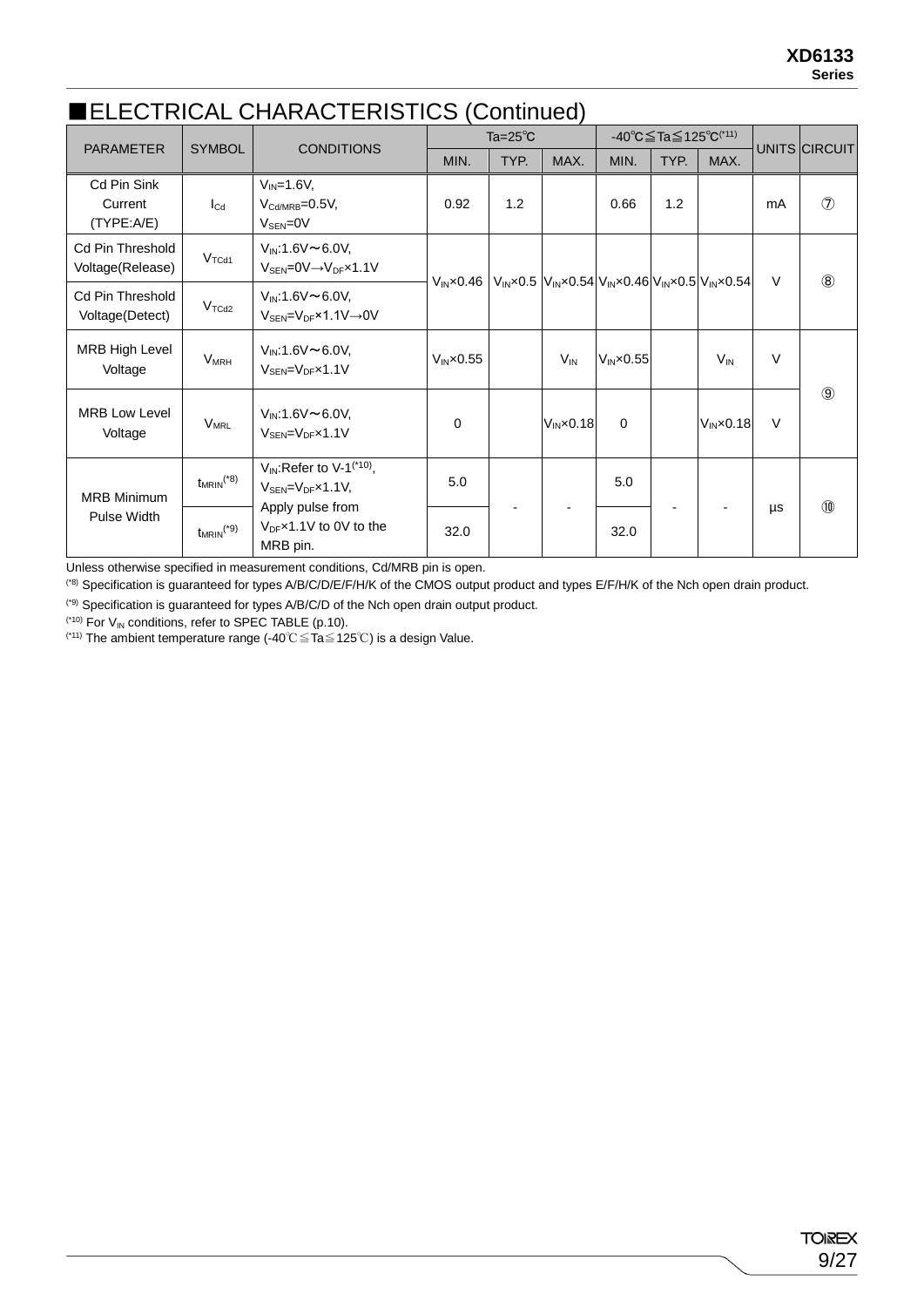## ■ELECTRICAL CHARACTERISTICS (Continued)

| PARAMETER | SYMBOL | CONDITIONS | Ta=25℃ | | | -40℃≦Ta≦125℃(*11) | | | UNITS | CIRCUIT |
|---|---|---|---|---|---|---|---|---|---|---|
| | | | MIN. | TYP. | MAX. | MIN. | TYP. | MAX. | | |
| Cd Pin Sink Current (TYPE:A/E) | $I_{Cd}$ | $V_{IN}$=1.6V, $V_{Cd/MRB}$=0.5V, $V_{SEN}$=0V | 0.92 | 1.2 | | 0.66 | 1.2 | | mA | ⑦ |
| Cd Pin Threshold Voltage(Release) | $V_{TCd1}$ | $V_{IN}$:1.6V〜6.0V, $V_{SEN}$=0V→$V_{DF}$×1.1V | $V_{IN}$×0.46 | $V_{IN}$×0.5 | $V_{IN}$×0.54 | $V_{IN}$×0.46 | $V_{IN}$×0.5 | $V_{IN}$×0.54 | V | ⑧ |
| Cd Pin Threshold Voltage(Detect) | $V_{TCd2}$ | $V_{IN}$:1.6V〜6.0V, $V_{SEN}$=$V_{DF}$×1.1V→0V | | | | | | | | |
| MRB High Level Voltage | $V_{MRH}$ | $V_{IN}$:1.6V〜6.0V, $V_{SEN}$=$V_{DF}$×1.1V | $V_{IN}$×0.55 | | $V_{IN}$ | $V_{IN}$×0.55 | | $V_{IN}$ | V | ⑨ |
| MRB Low Level Voltage | $V_{MRL}$ | $V_{IN}$:1.6V〜6.0V, $V_{SEN}$=$V_{DF}$×1.1V | 0 | | $V_{IN}$×0.18 | 0 | | $V_{IN}$×0.18 | V | |
| MRB Minimum Pulse Width | $t_{MRIN}$(*8) | $V_{IN}$:Refer to V-1(*10), $V_{SEN}$=$V_{DF}$×1.1V, Apply pulse from $V_{DF}$×1.1V to 0V to the MRB pin. | 5.0 | - | - | 5.0 | - | - | μs | ⑩ |
| | $t_{MRIN}$(*9) | | 32.0 | | | 32.0 | | | | |

Unless otherwise specified in measurement conditions, Cd/MRB pin is open.

(*8) Specification is guaranteed for types A/B/C/D/E/F/H/K of the CMOS output product and types E/F/H/K of the Nch open drain product.

(*9) Specification is guaranteed for types A/B/C/D of the Nch open drain output product.

(*10) For $V_{IN}$ conditions, refer to SPEC TABLE (p.10).

(*11) The ambient temperature range (-40℃≦Ta≦125℃) is a design Value.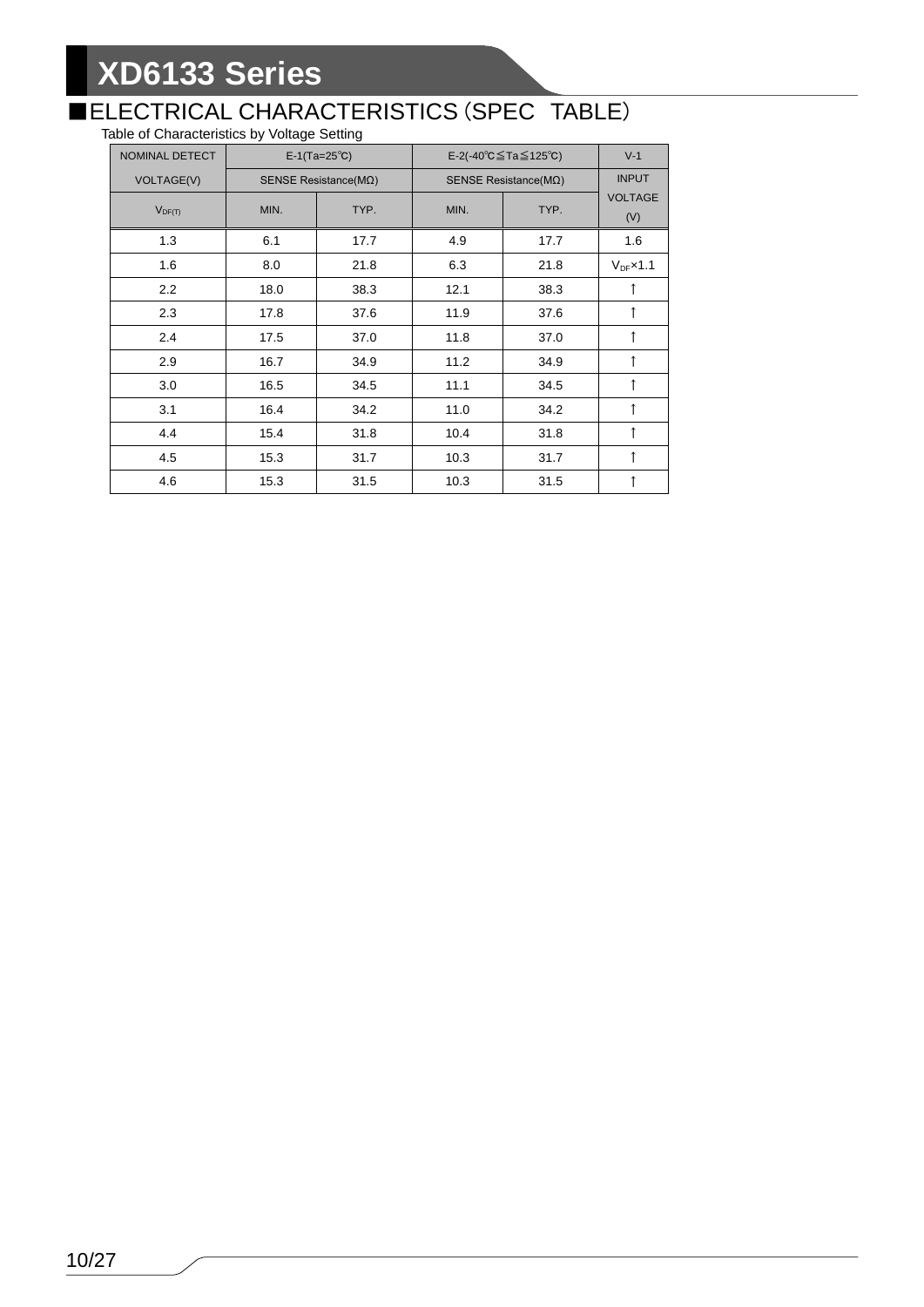## ■ELECTRICAL CHARACTERISTICS（SPEC TABLE）

Table of Characteristics by Voltage Setting

| NOMINAL DETECT VOLTAGE(V) | E-1(Ta=25℃) SENSE Resistance(MΩ) | | E-2(-40℃≦Ta≦125℃) SENSE Resistance(MΩ) | | V-1 INPUT VOLTAGE (V) |
|---|---|---|---|---|---|
| $V_{DF(T)}$ | MIN. | TYP. | MIN. | TYP. | |
| 1.3 | 6.1 | 17.7 | 4.9 | 17.7 | 1.6 |
| 1.6 | 8.0 | 21.8 | 6.3 | 21.8 | $V_{DF}$×1.1 |
| 2.2 | 18.0 | 38.3 | 12.1 | 38.3 | ↑ |
| 2.3 | 17.8 | 37.6 | 11.9 | 37.6 | ↑ |
| 2.4 | 17.5 | 37.0 | 11.8 | 37.0 | ↑ |
| 2.9 | 16.7 | 34.9 | 11.2 | 34.9 | ↑ |
| 3.0 | 16.5 | 34.5 | 11.1 | 34.5 | ↑ |
| 3.1 | 16.4 | 34.2 | 11.0 | 34.2 | ↑ |
| 4.4 | 15.4 | 31.8 | 10.4 | 31.8 | ↑ |
| 4.5 | 15.3 | 31.7 | 10.3 | 31.7 | ↑ |
| 4.6 | 15.3 | 31.5 | 10.3 | 31.5 | ↑ |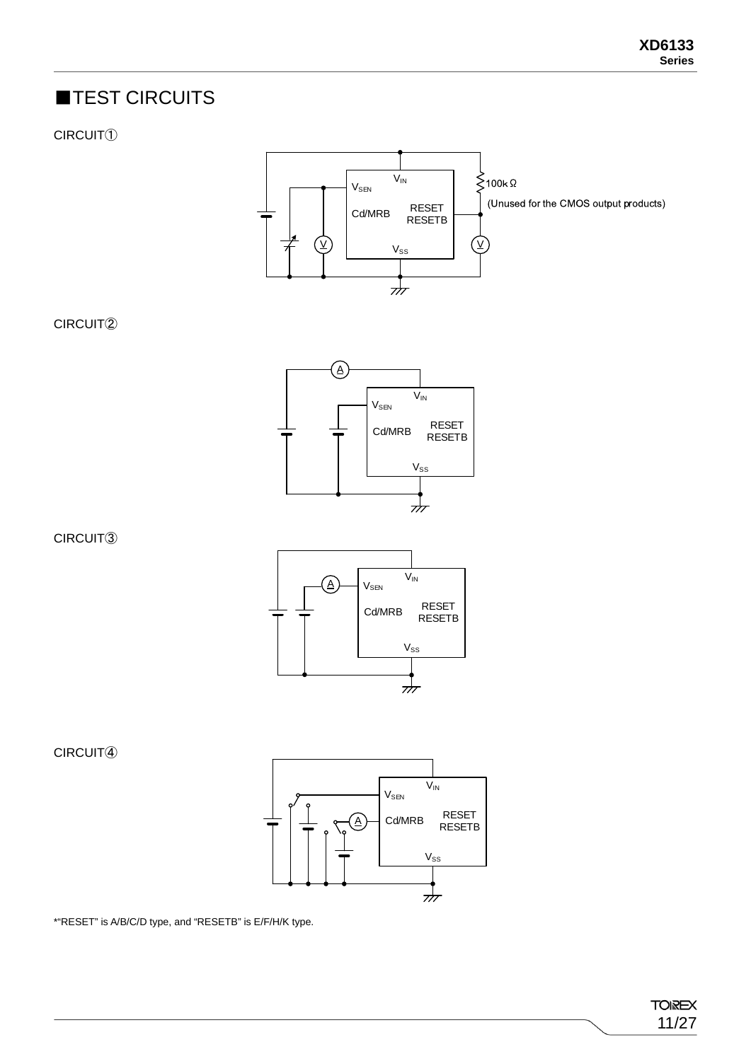## ■TEST CIRCUITS

CIRCUIT①

$V_{IN}$

$V_{SEN}$

Cd/MRB

RESET

RESETB

$V_{SS}$

100kΩ

(Unused for the CMOS output products)

CIRCUIT②

$V_{IN}$

$V_{SEN}$

Cd/MRB

RESET

RESETB

$V_{SS}$

CIRCUIT③

$V_{IN}$

$V_{SEN}$

Cd/MRB

RESET

RESETB

$V_{SS}$

CIRCUIT④

$V_{IN}$

$V_{SEN}$

Cd/MRB

RESET

RESETB

$V_{SS}$

*"RESET" is A/B/C/D type, and "RESETB" is E/F/H/K type.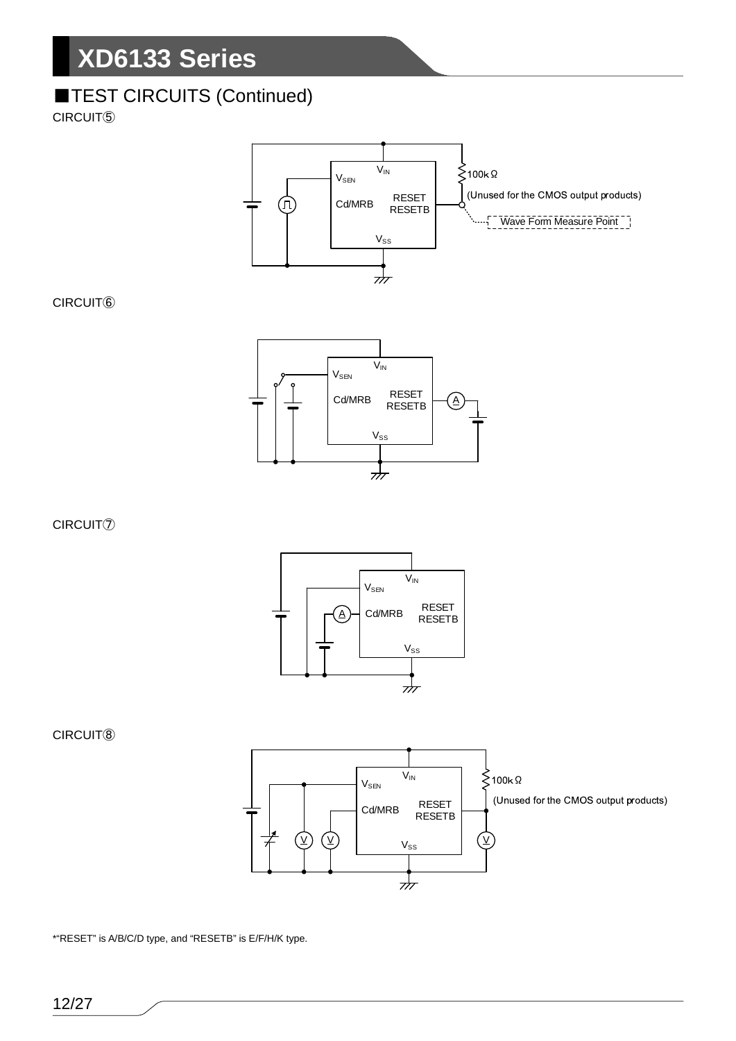## ■TEST CIRCUITS (Continued)

CIRCUIT⑤

$V_{IN}$

$V_{SEN}$

Cd/MRB

RESET
RESETB

$V_{SS}$

100kΩ

(Unused for the CMOS output products)

Wave Form Measure Point

CIRCUIT⑥

$V_{IN}$

$V_{SEN}$

Cd/MRB

RESET
RESETB

$V_{SS}$

A

CIRCUIT⑦

$V_{IN}$

$V_{SEN}$

Cd/MRB

RESET
RESETB

$V_{SS}$

A

CIRCUIT⑧

$V_{IN}$

$V_{SEN}$

Cd/MRB

RESET
RESETB

$V_{SS}$

100kΩ

(Unused for the CMOS output products)

V V V

*"RESET" is A/B/C/D type, and "RESETB" is E/F/H/K type.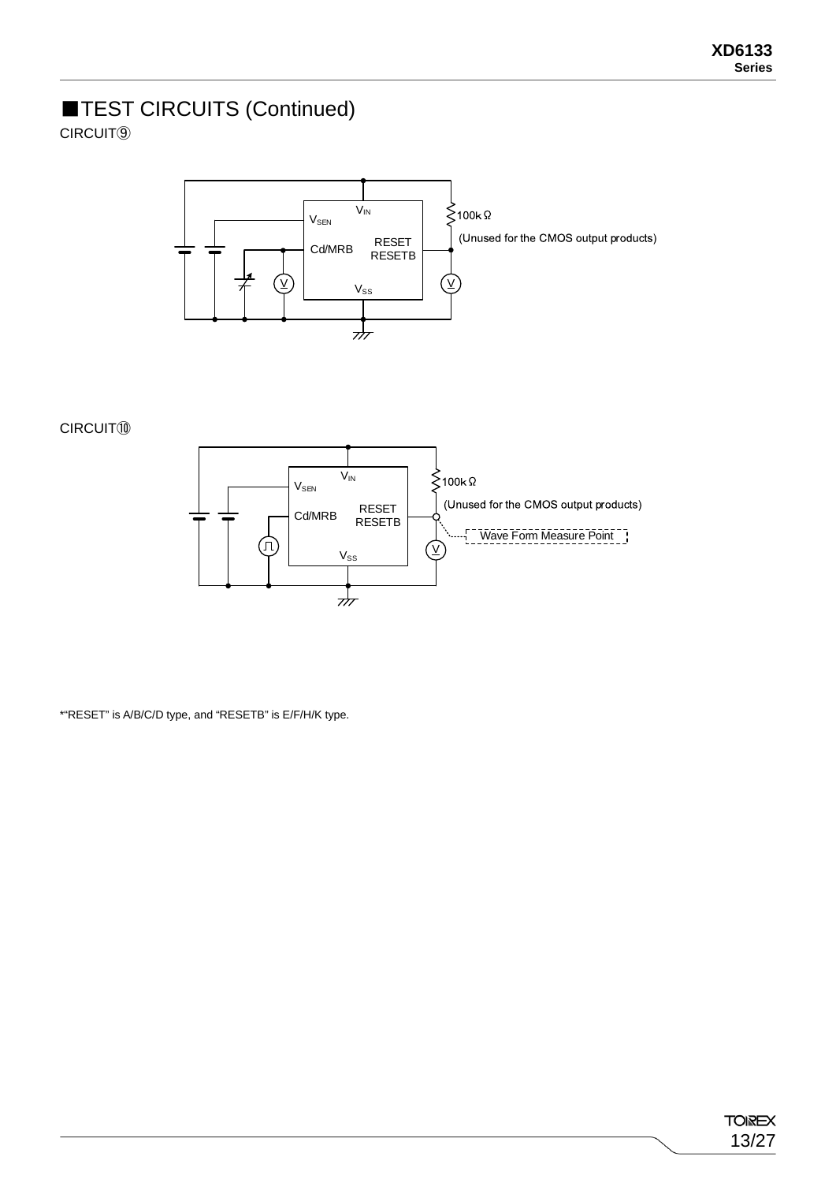## ■TEST CIRCUITS (Continued)

CIRCUIT⑨

$V_{IN}$

$V_{SEN}$

Cd/MRB

RESET
RESETB

$V_{SS}$

100kΩ

(Unused for the CMOS output products)

CIRCUIT⑩

$V_{IN}$

$V_{SEN}$

Cd/MRB

RESET
RESETB

$V_{SS}$

100kΩ

(Unused for the CMOS output products)

Wave Form Measure Point

*"RESET" is A/B/C/D type, and "RESETB" is E/F/H/K type.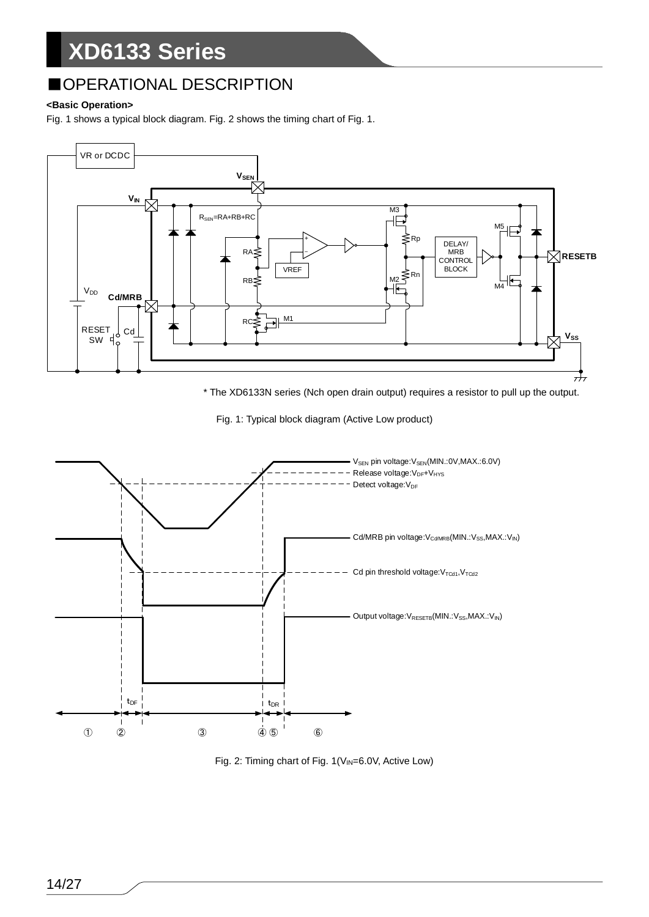## ■OPERATIONAL DESCRIPTION

**<Basic Operation>**

Fig. 1 shows a typical block diagram. Fig. 2 shows the timing chart of Fig. 1.

\* The XD6133N series (Nch open drain output) requires a resistor to pull up the output.

Fig. 1: Typical block diagram (Active Low product)

Fig. 2: Timing chart of Fig. 1($V_{IN}$=6.0V, Active Low)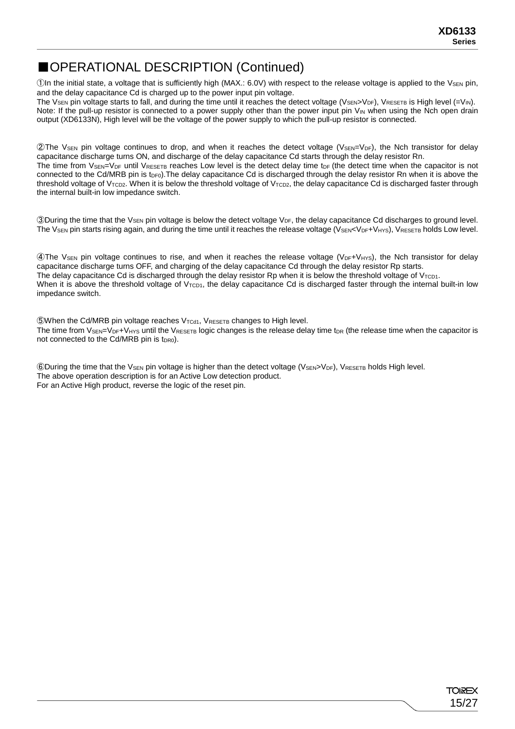## ■OPERATIONAL DESCRIPTION (Continued)

①In the initial state, a voltage that is sufficiently high (MAX.: 6.0V) with respect to the release voltage is applied to the $V_{SEN}$ pin, and the delay capacitance Cd is charged up to the power input pin voltage.
The $V_{SEN}$ pin voltage starts to fall, and during the time until it reaches the detect voltage ($V_{SEN}$>$V_{DF}$), $V_{RESETB}$ is High level (=$V_{IN}$).
Note: If the pull-up resistor is connected to a power supply other than the power input pin $V_{IN}$ when using the Nch open drain output (XD6133N), High level will be the voltage of the power supply to which the pull-up resistor is connected.

②The $V_{SEN}$ pin voltage continues to drop, and when it reaches the detect voltage ($V_{SEN}$=$V_{DF}$), the Nch transistor for delay capacitance discharge turns ON, and discharge of the delay capacitance Cd starts through the delay resistor Rn.
The time from $V_{SEN}$=$V_{DF}$ until $V_{RESETB}$ reaches Low level is the detect delay time $t_{DF}$ (the detect time when the capacitor is not connected to the Cd/MRB pin is $t_{DF0}$).The delay capacitance Cd is discharged through the delay resistor Rn when it is above the threshold voltage of $V_{TCD2}$. When it is below the threshold voltage of $V_{TCD2}$, the delay capacitance Cd is discharged faster through the internal built-in low impedance switch.

③During the time that the $V_{SEN}$ pin voltage is below the detect voltage $V_{DF}$, the delay capacitance Cd discharges to ground level. The $V_{SEN}$ pin starts rising again, and during the time until it reaches the release voltage ($V_{SEN}$<$V_{DF}$+$V_{HYS}$), $V_{RESETB}$ holds Low level.

④The $V_{SEN}$ pin voltage continues to rise, and when it reaches the release voltage ($V_{DF}$+$V_{HYS}$), the Nch transistor for delay capacitance discharge turns OFF, and charging of the delay capacitance Cd through the delay resistor Rp starts.
The delay capacitance Cd is discharged through the delay resistor Rp when it is below the threshold voltage of $V_{TCD1}$.
When it is above the threshold voltage of $V_{TCD1}$, the delay capacitance Cd is discharged faster through the internal built-in low impedance switch.

⑤When the Cd/MRB pin voltage reaches $V_{TCd1}$, $V_{RESETB}$ changes to High level.
The time from $V_{SEN}$=$V_{DF}$+$V_{HYS}$ until the $V_{RESETB}$ logic changes is the release delay time $t_{DR}$ (the release time when the capacitor is not connected to the Cd/MRB pin is $t_{DR0}$).

⑥During the time that the $V_{SEN}$ pin voltage is higher than the detect voltage ($V_{SEN}$>$V_{DF}$), $V_{RESETB}$ holds High level.
The above operation description is for an Active Low detection product.
For an Active High product, reverse the logic of the reset pin.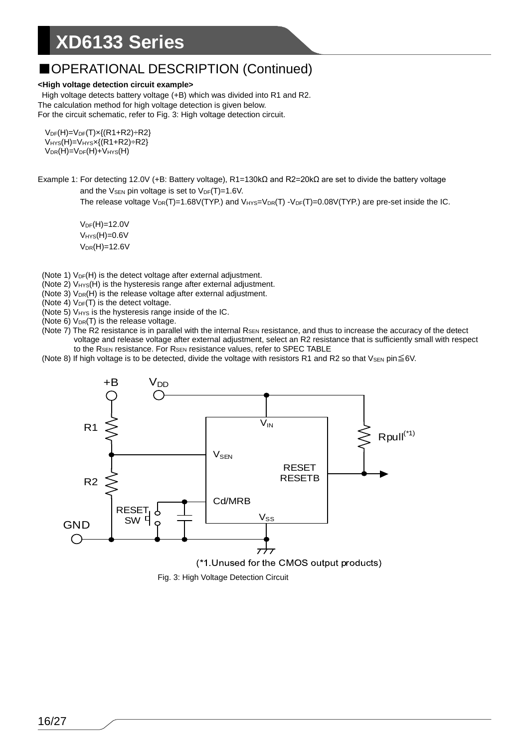## ■OPERATIONAL DESCRIPTION (Continued)

**<High voltage detection circuit example>**

High voltage detects battery voltage (+B) which was divided into R1 and R2.
The calculation method for high voltage detection is given below.
For the circuit schematic, refer to Fig. 3: High voltage detection circuit.

$V_{DF}(H)=V_{DF}(T)\times\{(R1+R2)\div R2\}$
$V_{HYS}(H)=V_{HYS}\times\{(R1+R2)\div R2\}$
$V_{DR}(H)=V_{DF}(H)+V_{HYS}(H)$

Example 1: For detecting 12.0V (+B: Battery voltage), R1=130kΩ and R2=20kΩ are set to divide the battery voltage and the $V_{SEN}$ pin voltage is set to $V_{DF}(T)$=1.6V.
The release voltage $V_{DR}(T)$=1.68V(TYP.) and $V_{HYS}=V_{DR}(T)-V_{DF}(T)$=0.08V(TYP.) are pre-set inside the IC.

$V_{DF}(H)$=12.0V
$V_{HYS}(H)$=0.6V
$V_{DR}(H)$=12.6V

(Note 1) $V_{DF}(H)$ is the detect voltage after external adjustment.
(Note 2) $V_{HYS}(H)$ is the hysteresis range after external adjustment.
(Note 3) $V_{DR}(H)$ is the release voltage after external adjustment.
(Note 4) $V_{DF}(T)$ is the detect voltage.
(Note 5) $V_{HYS}$ is the hysteresis range inside of the IC.
(Note 6) $V_{DR}(T)$ is the release voltage.
(Note 7) The R2 resistance is in parallel with the internal $R_{SEN}$ resistance, and thus to increase the accuracy of the detect voltage and release voltage after external adjustment, select an R2 resistance that is sufficiently small with respect to the $R_{SEN}$ resistance. For $R_{SEN}$ resistance values, refer to SPEC TABLE
(Note 8) If high voltage is to be detected, divide the voltage with resistors R1 and R2 so that $V_{SEN}$ pin≦6V.

(*1.Unused for the CMOS output products)

Fig. 3: High Voltage Detection Circuit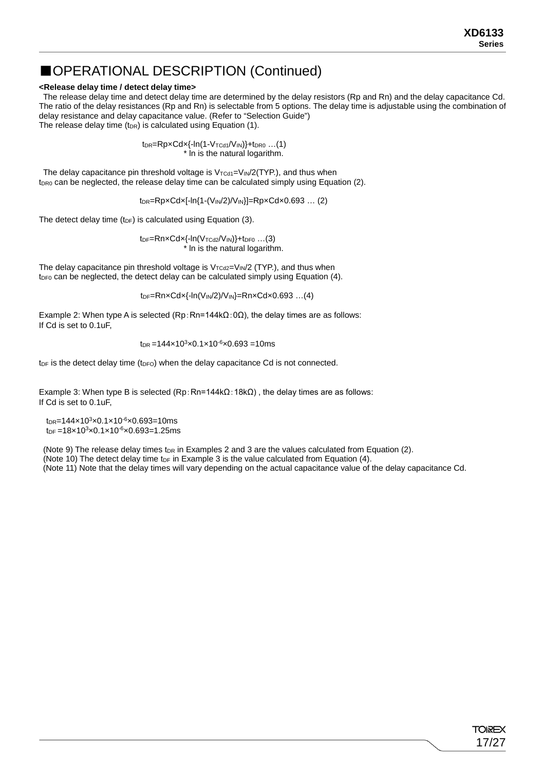## ■OPERATIONAL DESCRIPTION (Continued)

**<Release delay time / detect delay time>**

The release delay time and detect delay time are determined by the delay resistors (Rp and Rn) and the delay capacitance Cd. The ratio of the delay resistances (Rp and Rn) is selectable from 5 options. The delay time is adjustable using the combination of delay resistance and delay capacitance value. (Refer to "Selection Guide")

The release delay time ($t_{DR}$) is calculated using Equation (1).

$$t_{DR}=Rp\times Cd\times\{-\ln(1-V_{TCd1}/V_{IN})\}+t_{DR0} \quad \ldots(1)$$

\* ln is the natural logarithm.

The delay capacitance pin threshold voltage is $V_{TCd1}=V_{IN}/2$(TYP.), and thus when $t_{DR0}$ can be neglected, the release delay time can be calculated simply using Equation (2).

$$t_{DR}=Rp\times Cd\times[-\ln\{1-(V_{IN}/2)/V_{IN}\}]=Rp\times Cd\times 0.693 \quad \ldots (2)$$

The detect delay time ($t_{DF}$) is calculated using Equation (3).

$$t_{DF}=Rn\times Cd\times\{-\ln(V_{TCd2}/V_{IN})\}+t_{DF0} \quad \ldots(3)$$

\* ln is the natural logarithm.

The delay capacitance pin threshold voltage is $V_{TCd2}=V_{IN}/2$ (TYP.), and thus when $t_{DF0}$ can be neglected, the detect delay can be calculated simply using Equation (4).

$$t_{DF}=Rn\times Cd\times\{-\ln(V_{IN}/2)/V_{IN}\}=Rn\times Cd\times 0.693 \quad \ldots(4)$$

Example 2: When type A is selected (Rp：Rn=144kΩ：0Ω), the delay times are as follows:
If Cd is set to 0.1uF,

$$t_{DR}=144\times10^{3}\times0.1\times10^{-6}\times0.693=10\text{ms}$$

$t_{DF}$ is the detect delay time ($t_{DFO}$) when the delay capacitance Cd is not connected.

Example 3: When type B is selected (Rp：Rn=144kΩ：18kΩ) , the delay times are as follows:
If Cd is set to 0.1uF,

$t_{DR}=144\times10^{3}\times0.1\times10^{-6}\times0.693=10\text{ms}$
$t_{DF}=18\times10^{3}\times0.1\times10^{-6}\times0.693=1.25\text{ms}$

(Note 9) The release delay times $t_{DR}$ in Examples 2 and 3 are the values calculated from Equation (2).
(Note 10) The detect delay time $t_{DF}$ in Example 3 is the value calculated from Equation (4).
(Note 11) Note that the delay times will vary depending on the actual capacitance value of the delay capacitance Cd.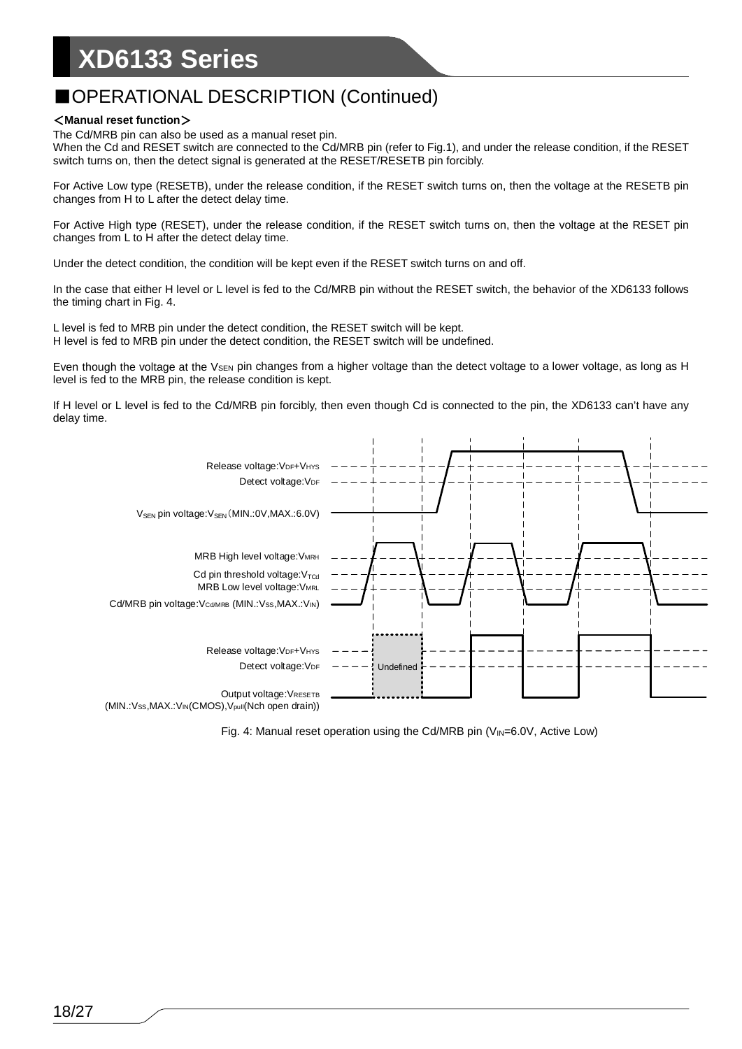## ■OPERATIONAL DESCRIPTION (Continued)

**＜Manual reset function＞**

The Cd/MRB pin can also be used as a manual reset pin.
When the Cd and RESET switch are connected to the Cd/MRB pin (refer to Fig.1), and under the release condition, if the RESET switch turns on, then the detect signal is generated at the RESET/RESETB pin forcibly.

For Active Low type (RESETB), under the release condition, if the RESET switch turns on, then the voltage at the RESETB pin changes from H to L after the detect delay time.

For Active High type (RESET), under the release condition, if the RESET switch turns on, then the voltage at the RESET pin changes from L to H after the detect delay time.

Under the detect condition, the condition will be kept even if the RESET switch turns on and off.

In the case that either H level or L level is fed to the Cd/MRB pin without the RESET switch, the behavior of the XD6133 follows the timing chart in Fig. 4.

L level is fed to MRB pin under the detect condition, the RESET switch will be kept.
H level is fed to MRB pin under the detect condition, the RESET switch will be undefined.

Even though the voltage at the $V_{SEN}$ pin changes from a higher voltage than the detect voltage to a lower voltage, as long as H level is fed to the MRB pin, the release condition is kept.

If H level or L level is fed to the Cd/MRB pin forcibly, then even though Cd is connected to the pin, the XD6133 can't have any delay time.

Release voltage:$V_{DF}$+$V_{HYS}$
Detect voltage:$V_{DF}$
$V_{SEN}$ pin voltage:$V_{SEN}$（MIN.:0V,MAX.:6.0V)

MRB High level voltage:$V_{MRH}$
Cd pin threshold voltage:$V_{TCd}$
MRB Low level voltage:$V_{MRL}$
Cd/MRB pin voltage:$V_{Cd/MRB}$ (MIN.:$V_{SS}$,MAX.:$V_{IN}$)

Release voltage:$V_{DF}$+$V_{HYS}$
Detect voltage:$V_{DF}$
Undefined
Output voltage:$V_{RESETB}$
(MIN.:$V_{SS}$,MAX.:$V_{IN}$(CMOS),$V_{pull}$(Nch open drain))

Fig. 4: Manual reset operation using the Cd/MRB pin ($V_{IN}$=6.0V, Active Low)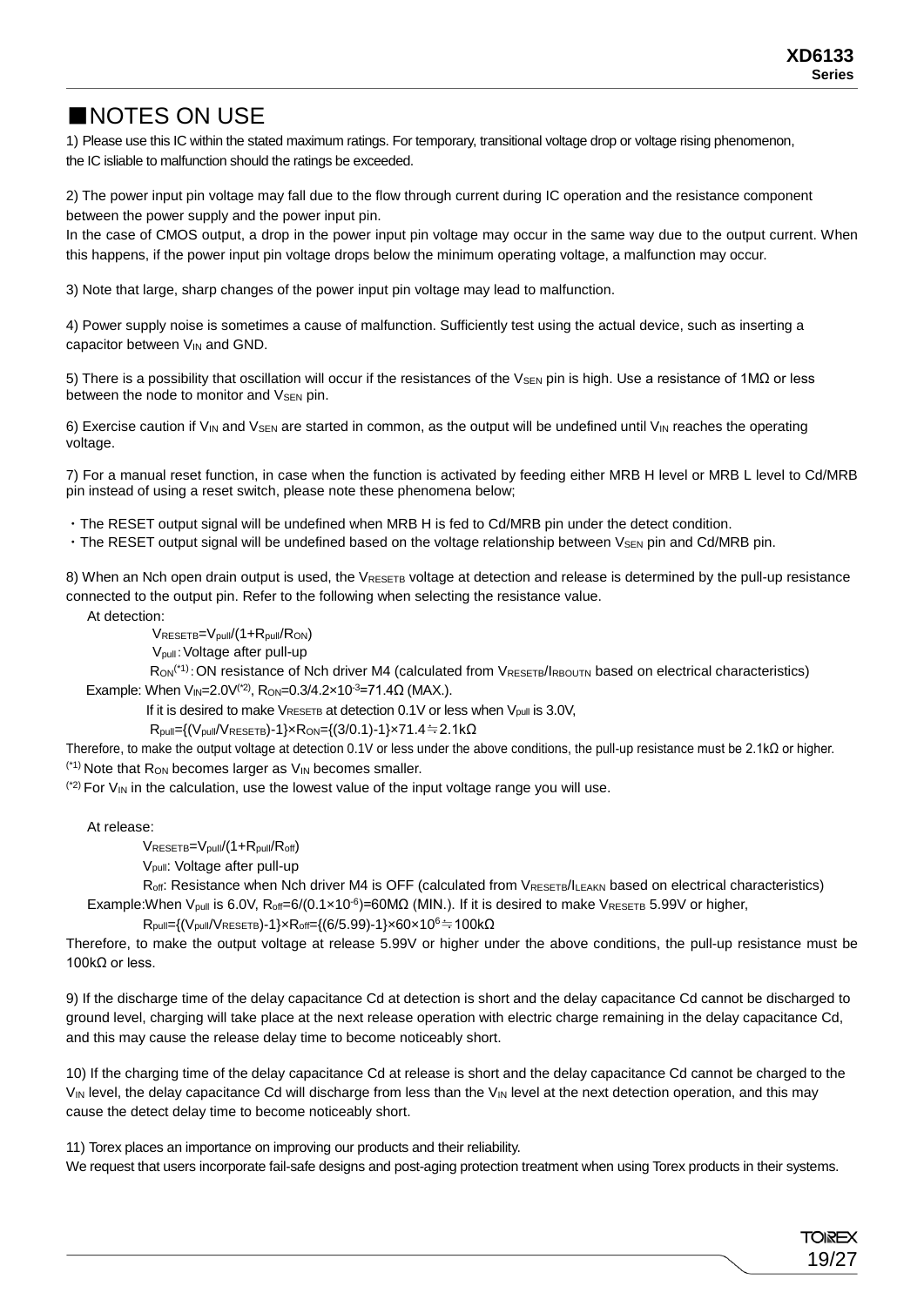## ■NOTES ON USE

1) Please use this IC within the stated maximum ratings. For temporary, transitional voltage drop or voltage rising phenomenon, the IC isliable to malfunction should the ratings be exceeded.

2) The power input pin voltage may fall due to the flow through current during IC operation and the resistance component between the power supply and the power input pin.
In the case of CMOS output, a drop in the power input pin voltage may occur in the same way due to the output current. When this happens, if the power input pin voltage drops below the minimum operating voltage, a malfunction may occur.

3) Note that large, sharp changes of the power input pin voltage may lead to malfunction.

4) Power supply noise is sometimes a cause of malfunction. Sufficiently test using the actual device, such as inserting a capacitor between $V_{IN}$ and GND.

5) There is a possibility that oscillation will occur if the resistances of the $V_{SEN}$ pin is high. Use a resistance of 1MΩ or less between the node to monitor and $V_{SEN}$ pin.

6) Exercise caution if $V_{IN}$ and $V_{SEN}$ are started in common, as the output will be undefined until $V_{IN}$ reaches the operating voltage.

7) For a manual reset function, in case when the function is activated by feeding either MRB H level or MRB L level to Cd/MRB pin instead of using a reset switch, please note these phenomena below;

・The RESET output signal will be undefined when MRB H is fed to Cd/MRB pin under the detect condition.
・The RESET output signal will be undefined based on the voltage relationship between $V_{SEN}$ pin and Cd/MRB pin.

8) When an Nch open drain output is used, the $V_{RESETB}$ voltage at detection and release is determined by the pull-up resistance connected to the output pin. Refer to the following when selecting the resistance value.

At detection:

$V_{RESETB}=V_{pull}/(1+R_{pull}/R_{ON})$

$V_{pull}$ : Voltage after pull-up

$R_{ON}$(*1) : ON resistance of Nch driver M4 (calculated from $V_{RESETB}/I_{RBOUTN}$ based on electrical characteristics)

Example: When $V_{IN}$=2.0V(*2), $R_{ON}=0.3/4.2\times10^{-3}=71.4\Omega$ (MAX.).

If it is desired to make $V_{RESETB}$ at detection 0.1V or less when $V_{pull}$ is 3.0V,

$R_{pull}=\{(V_{pull}/V_{RESETB})-1\}\times R_{ON}=\{(3/0.1)-1\}\times71.4\fallingdotseq2.1k\Omega$

Therefore, to make the output voltage at detection 0.1V or less under the above conditions, the pull-up resistance must be 2.1kΩ or higher.

(*1) Note that $R_{ON}$ becomes larger as $V_{IN}$ becomes smaller.
(*2) For $V_{IN}$ in the calculation, use the lowest value of the input voltage range you will use.

At release:

$V_{RESETB}=V_{pull}/(1+R_{pull}/R_{off})$

$V_{pull}$: Voltage after pull-up

$R_{off}$: Resistance when Nch driver M4 is OFF (calculated from $V_{RESETB}/I_{LEAKN}$ based on electrical characteristics)

Example:When $V_{pull}$ is 6.0V, $R_{off}=6/(0.1\times10^{-6})$=60MΩ (MIN.). If it is desired to make $V_{RESETB}$ 5.99V or higher,

$R_{pull}=\{(V_{pull}/V_{RESETB})-1\}\times R_{off}=\{(6/5.99)-1\}\times60\times10^{6}\fallingdotseq100k\Omega$

Therefore, to make the output voltage at release 5.99V or higher under the above conditions, the pull-up resistance must be 100kΩ or less.

9) If the discharge time of the delay capacitance Cd at detection is short and the delay capacitance Cd cannot be discharged to ground level, charging will take place at the next release operation with electric charge remaining in the delay capacitance Cd, and this may cause the release delay time to become noticeably short.

10) If the charging time of the delay capacitance Cd at release is short and the delay capacitance Cd cannot be charged to the $V_{IN}$ level, the delay capacitance Cd will discharge from less than the $V_{IN}$ level at the next detection operation, and this may cause the detect delay time to become noticeably short.

11) Torex places an importance on improving our products and their reliability.
We request that users incorporate fail-safe designs and post-aging protection treatment when using Torex products in their systems.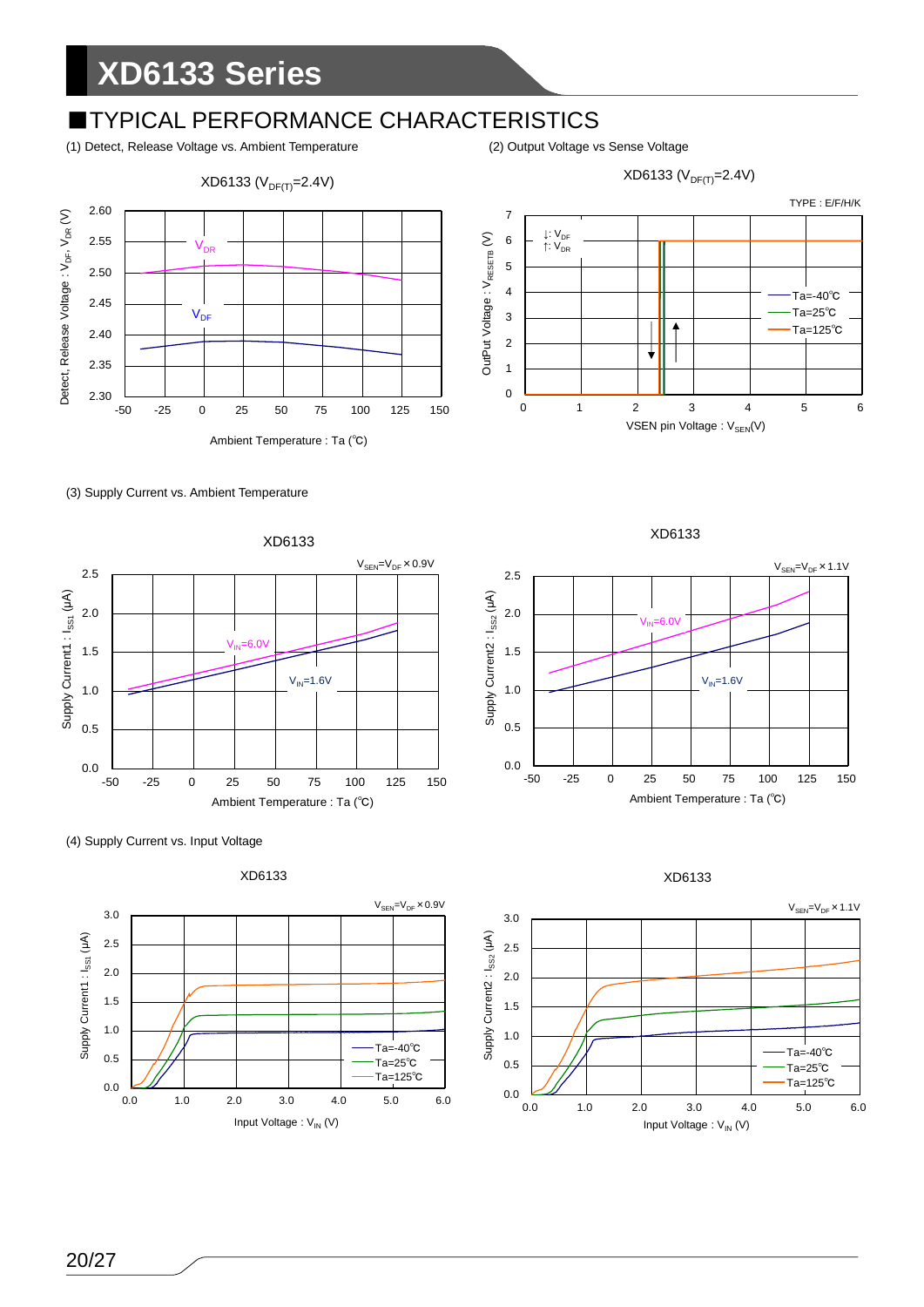# XD6133 Series

## ■TYPICAL PERFORMANCE CHARACTERISTICS

(1) Detect, Release Voltage vs. Ambient Temperature

XD6133 ($V_{DF(T)}$=2.4V)

(2) Output Voltage vs Sense Voltage

XD6133 ($V_{DF(T)}$=2.4V)

TYPE : E/F/H/K

(3) Supply Current vs. Ambient Temperature

XD6133

$V_{SEN}=V_{DF}\times0.9V$

XD6133

$V_{SEN}=V_{DF}\times1.1V$

(4) Supply Current vs. Input Voltage

XD6133

$V_{SEN}=V_{DF}\times0.9V$

XD6133

$V_{SEN}=V_{DF}\times1.1V$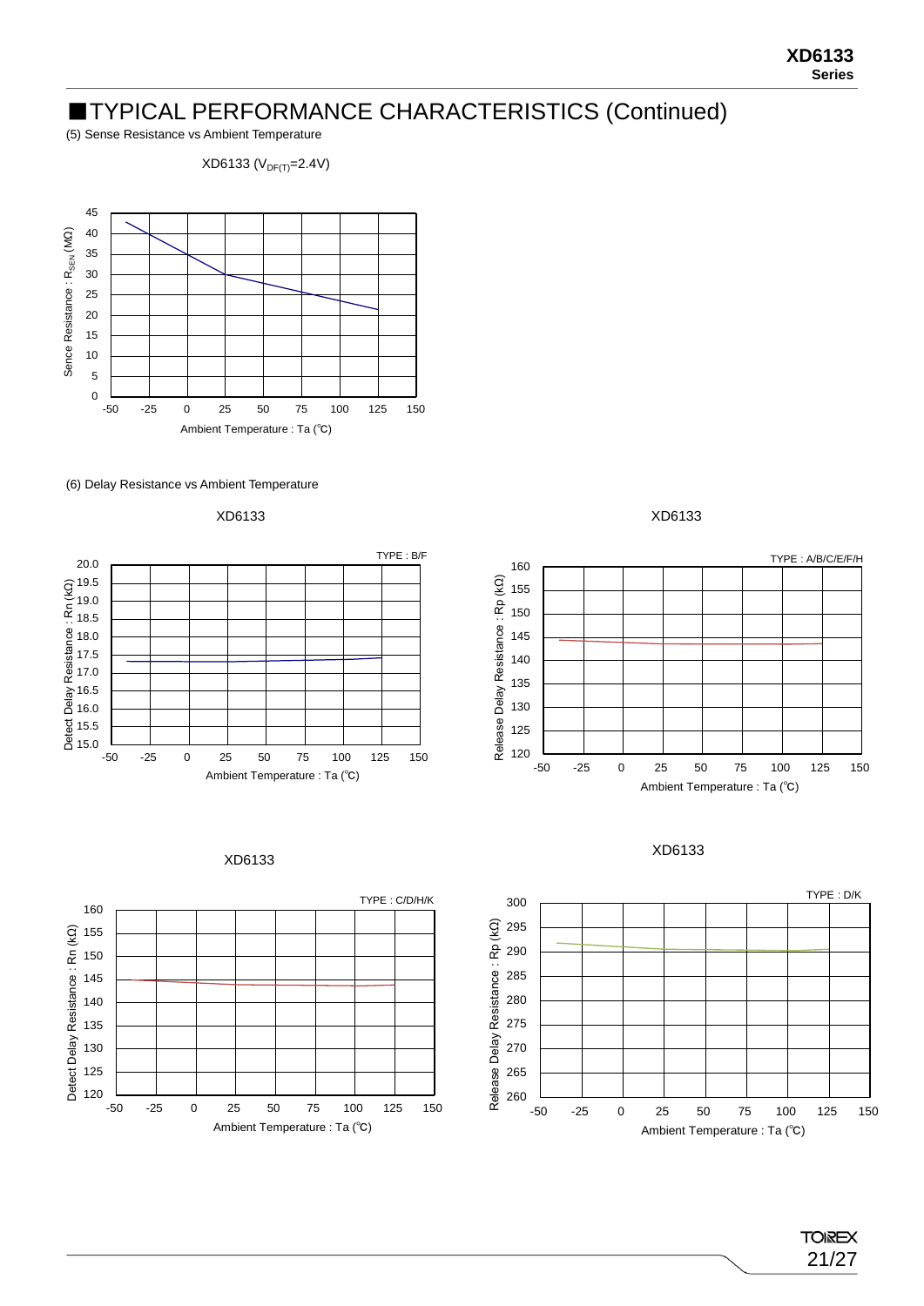## ■TYPICAL PERFORMANCE CHARACTERISTICS (Continued)

(5) Sense Resistance vs Ambient Temperature

XD6133 ($V_{DF(T)}$=2.4V)

Sence Resistance : $R_{SEN}$ (MΩ)

Ambient Temperature : Ta (℃)

(6) Delay Resistance vs Ambient Temperature

XD6133

TYPE : B/F

Detect Delay Resistance : Rn (kΩ)

Ambient Temperature : Ta (℃)

XD6133

TYPE : A/B/C/E/F/H

Release Delay Resistance : Rp (kΩ)

Ambient Temperature : Ta (℃)

XD6133

TYPE : C/D/H/K

Detect Delay Resistance : Rn (kΩ)

Ambient Temperature : Ta (℃)

XD6133

TYPE : D/K

Release Delay Resistance : Rp (kΩ)

Ambient Temperature : Ta (℃)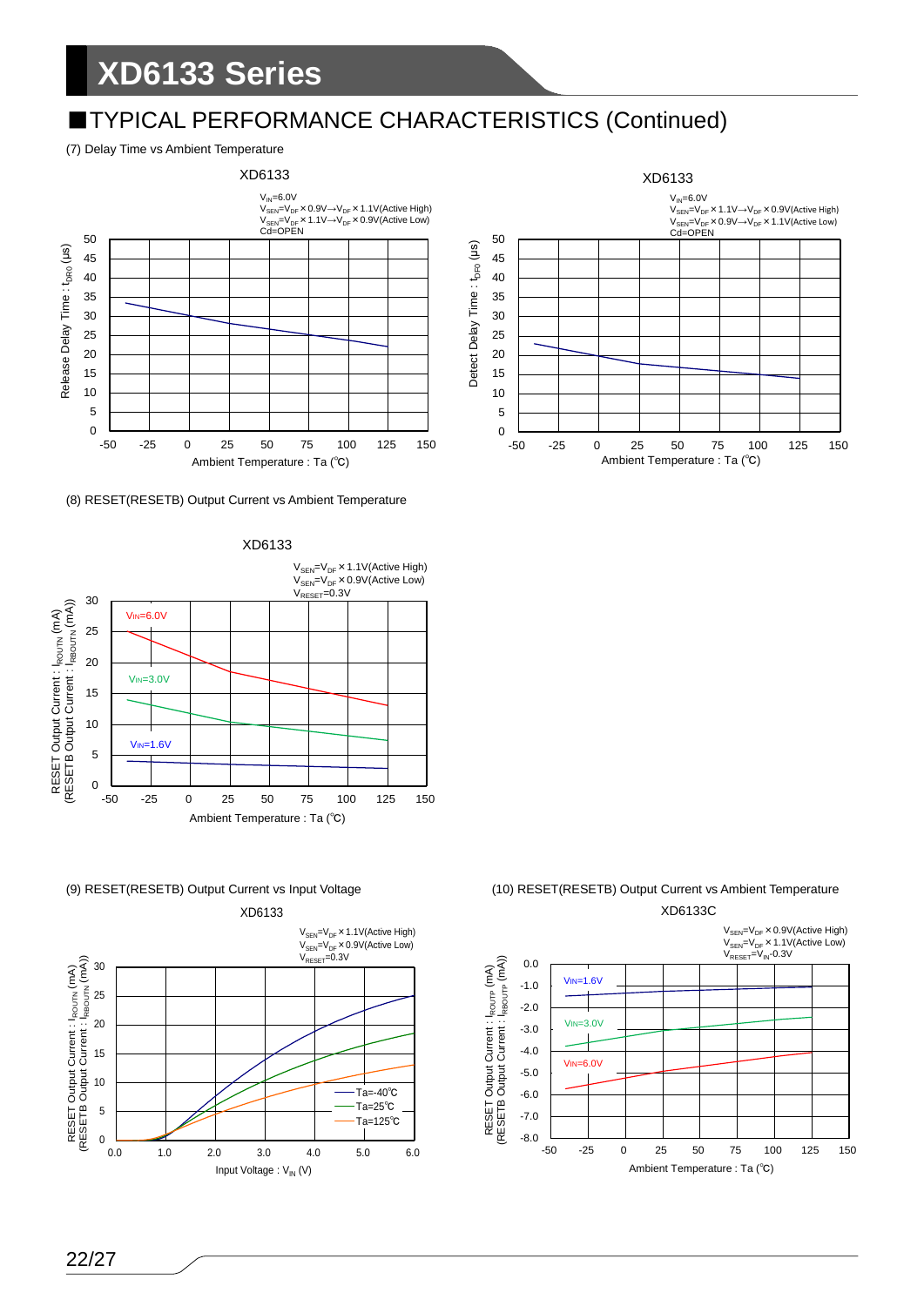## ■TYPICAL PERFORMANCE CHARACTERISTICS (Continued)

(7) Delay Time vs Ambient Temperature

XD6133

$V_{IN}$=6.0V
$V_{SEN}$=$V_{DF}$×0.9V→$V_{DF}$×1.1V(Active High)
$V_{SEN}$=$V_{DF}$×1.1V→$V_{DF}$×0.9V(Active Low)
Cd=OPEN

Release Delay Time : $t_{DR0}$ (μs)

Ambient Temperature : Ta (℃)

XD6133

$V_{IN}$=6.0V
$V_{SEN}$=$V_{DF}$×1.1V→$V_{DF}$×0.9V(Active High)
$V_{SEN}$=$V_{DF}$×0.9V→$V_{DF}$×1.1V(Active Low)
Cd=OPEN

Detect Delay Time : $t_{DF0}$ (μs)

Ambient Temperature : Ta (℃)

(8) RESET(RESETB) Output Current vs Ambient Temperature

XD6133

$V_{SEN}$=$V_{DF}$×1.1V(Active High)
$V_{SEN}$=$V_{DF}$×0.9V(Active Low)
$V_{RESET}$=0.3V

$V_{IN}$=6.0V, $V_{IN}$=3.0V, $V_{IN}$=1.6V

RESET Output Current : $I_{ROUTN}$ (mA)
(RESETB Output Current : $I_{RBOUTN}$ (mA))

Ambient Temperature : Ta (℃)

(9) RESET(RESETB) Output Current vs Input Voltage

XD6133

$V_{SEN}$=$V_{DF}$×1.1V(Active High)
$V_{SEN}$=$V_{DF}$×0.9V(Active Low)
$V_{RESET}$=0.3V

Ta=-40℃, Ta=25℃, Ta=125℃

RESET Output Current : $I_{ROUTN}$ (mA)
(RESETB Output Current : $I_{RBOUTN}$ (mA))

Input Voltage : $V_{IN}$ (V)

(10) RESET(RESETB) Output Current vs Ambient Temperature

XD6133C

$V_{SEN}$=$V_{DF}$×0.9V(Active High)
$V_{SEN}$=$V_{DF}$×1.1V(Active Low)
$V_{RESET}$=$V_{IN}$-0.3V

$V_{IN}$=1.6V, $V_{IN}$=3.0V, $V_{IN}$=6.0V

RESET Output Current : $I_{ROUTP}$ (mA)
(RESETB Output Current : $I_{RBOUTP}$ (mA))

Ambient Temperature : Ta (℃)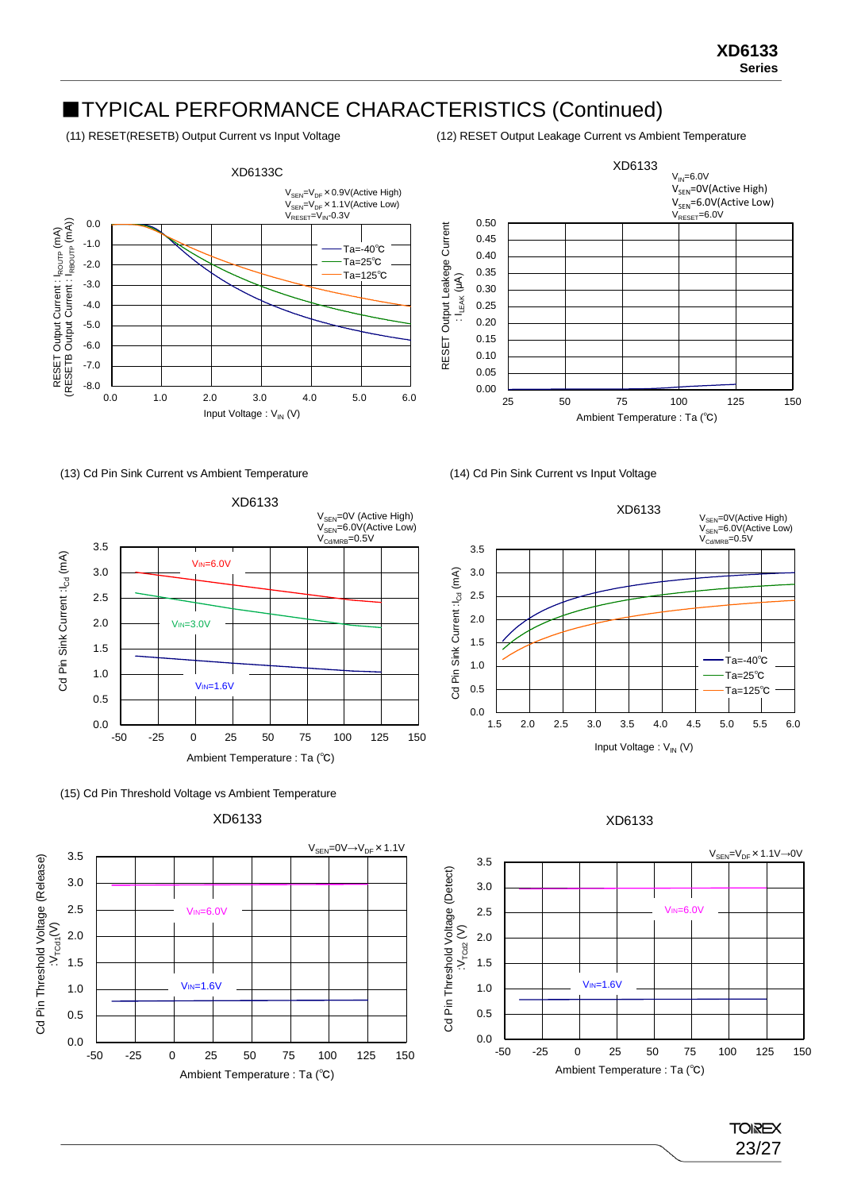## ■TYPICAL PERFORMANCE CHARACTERISTICS (Continued)

(11) RESET(RESETB) Output Current vs Input Voltage

XD6133C

$V_{SEN}=V_{DF}\times0.9V$(Active High)
$V_{SEN}=V_{DF}\times1.1V$(Active Low)
$V_{RESET}=V_{IN}-0.3V$

RESET Output Current : $I_{ROUTP}$ (mA) ($\overline{RESETB}$ Output Current : $I_{RBOUTP}$ (mA))

Input Voltage : $V_{IN}$ (V)

Ta=-40℃
Ta=25℃
Ta=125℃

(12) RESET Output Leakage Current vs Ambient Temperature

XD6133

$V_{IN}=6.0V$
$V_{SEN}=0V$(Active High)
$V_{SEN}=6.0V$(Active Low)
$V_{RESET}=6.0V$

RESET Output Leakege Current : $I_{LEAK}$ (μA)

Ambient Temperature : Ta (℃)

(13) Cd Pin Sink Current vs Ambient Temperature

XD6133

$V_{SEN}=0V$ (Active High)
$V_{SEN}=6.0V$(Active Low)
$V_{Cd/MRB}=0.5V$

Cd Pin Sink Current : $I_{Cd}$ (mA)

$V_{IN}=6.0V$
$V_{IN}=3.0V$
$V_{IN}=1.6V$

Ambient Temperature : Ta (℃)

(14) Cd Pin Sink Current vs Input Voltage

XD6133

$V_{SEN}=0V$(Active High)
$V_{SEN}=6.0V$(Active Low)
$V_{Cd/MRB}=0.5V$

Cd Pin Sink Current : $I_{Cd}$ (mA)

Input Voltage : $V_{IN}$ (V)

Ta=-40℃
Ta=25℃
Ta=125℃

(15) Cd Pin Threshold Voltage vs Ambient Temperature

XD6133

$V_{SEN}=0V\rightarrow V_{DF}\times1.1V$

Cd Pin Threshold Voltage (Release) : $V_{TCd1}$(V)

$V_{IN}=6.0V$
$V_{IN}=1.6V$

Ambient Temperature : Ta (℃)

XD6133

$V_{SEN}=V_{DF}\times1.1V\rightarrow0V$

Cd Pin Threshold Voltage (Detect) : $V_{TCd2}$ (V)

$V_{IN}=6.0V$
$V_{IN}=1.6V$

Ambient Temperature : Ta (℃)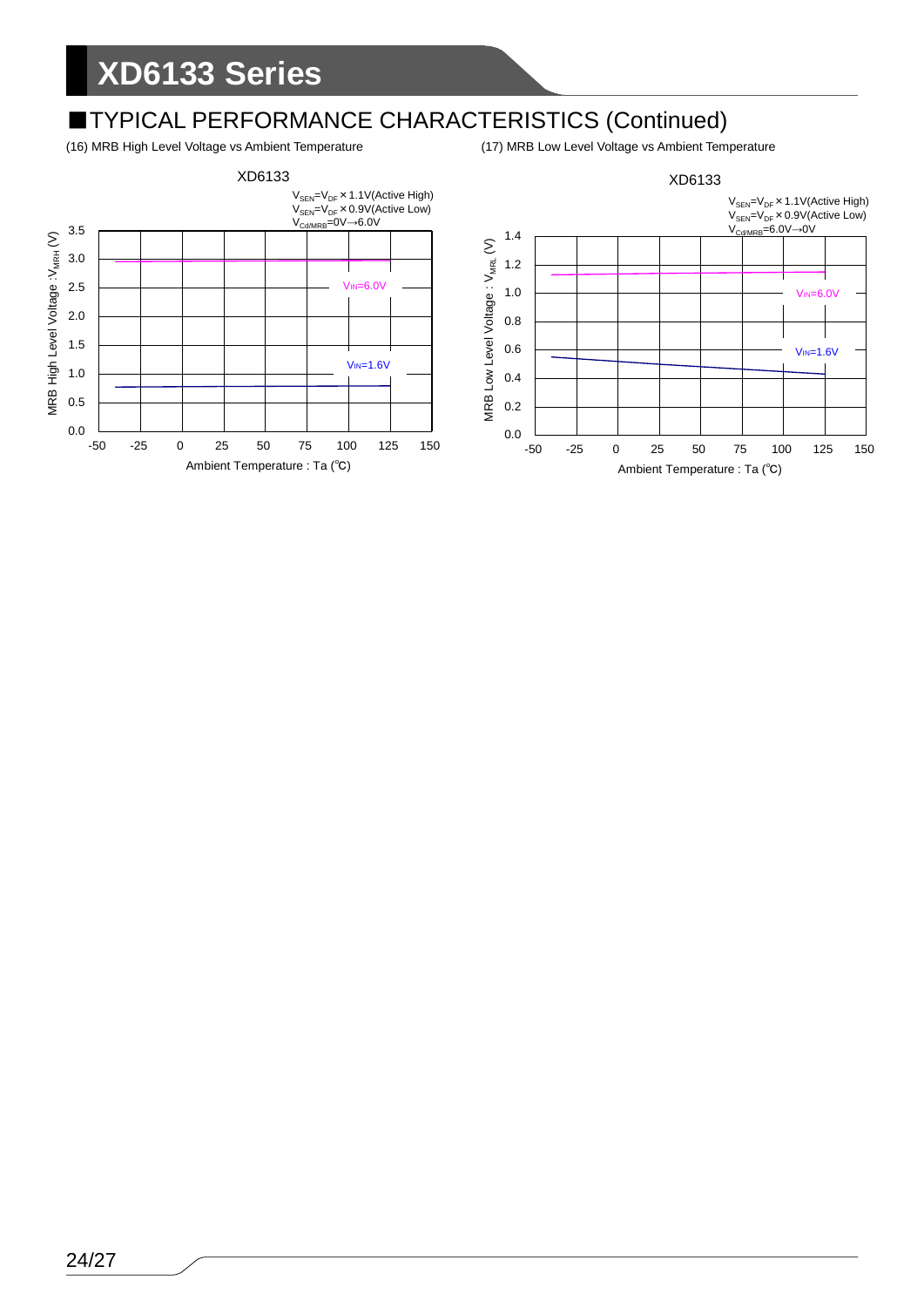## ■TYPICAL PERFORMANCE CHARACTERISTICS (Continued)

(16) MRB High Level Voltage vs Ambient Temperature

XD6133

$V_{SEN}=V_{DF}\times1.1V$(Active High)
$V_{SEN}=V_{DF}\times0.9V$(Active Low)
$V_{Cd/MRB}=0V\rightarrow6.0V$

MRB High Level Voltage : $V_{MRH}$ (V)

$V_{IN}=6.0V$

$V_{IN}=1.6V$

Ambient Temperature : Ta (℃)

(17) MRB Low Level Voltage vs Ambient Temperature

XD6133

$V_{SEN}=V_{DF}\times1.1V$(Active High)
$V_{SEN}=V_{DF}\times0.9V$(Active Low)
$V_{Cd/MRB}=6.0V\rightarrow0V$

MRB Low Level Voltage : $V_{MRL}$ (V)

$V_{IN}=6.0V$

$V_{IN}=1.6V$

Ambient Temperature : Ta (℃)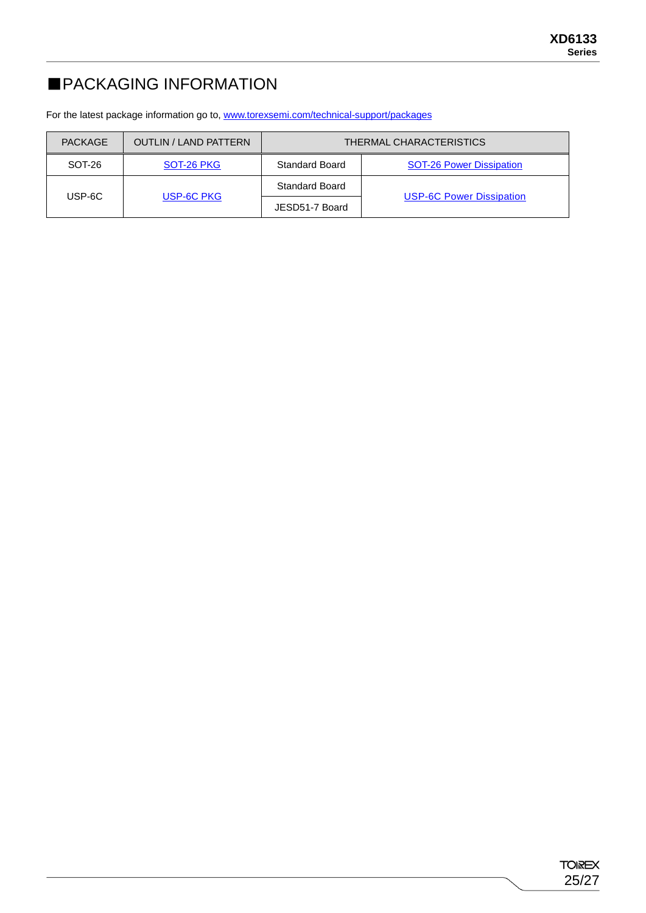## ■PACKAGING INFORMATION

For the latest package information go to, www.torexsemi.com/technical-support/packages

| PACKAGE | OUTLIN / LAND PATTERN | THERMAL CHARACTERISTICS | |
|---|---|---|---|
| SOT-26 | SOT-26 PKG | Standard Board | SOT-26 Power Dissipation |
| USP-6C | USP-6C PKG | Standard Board | USP-6C Power Dissipation |
| | | JESD51-7 Board | |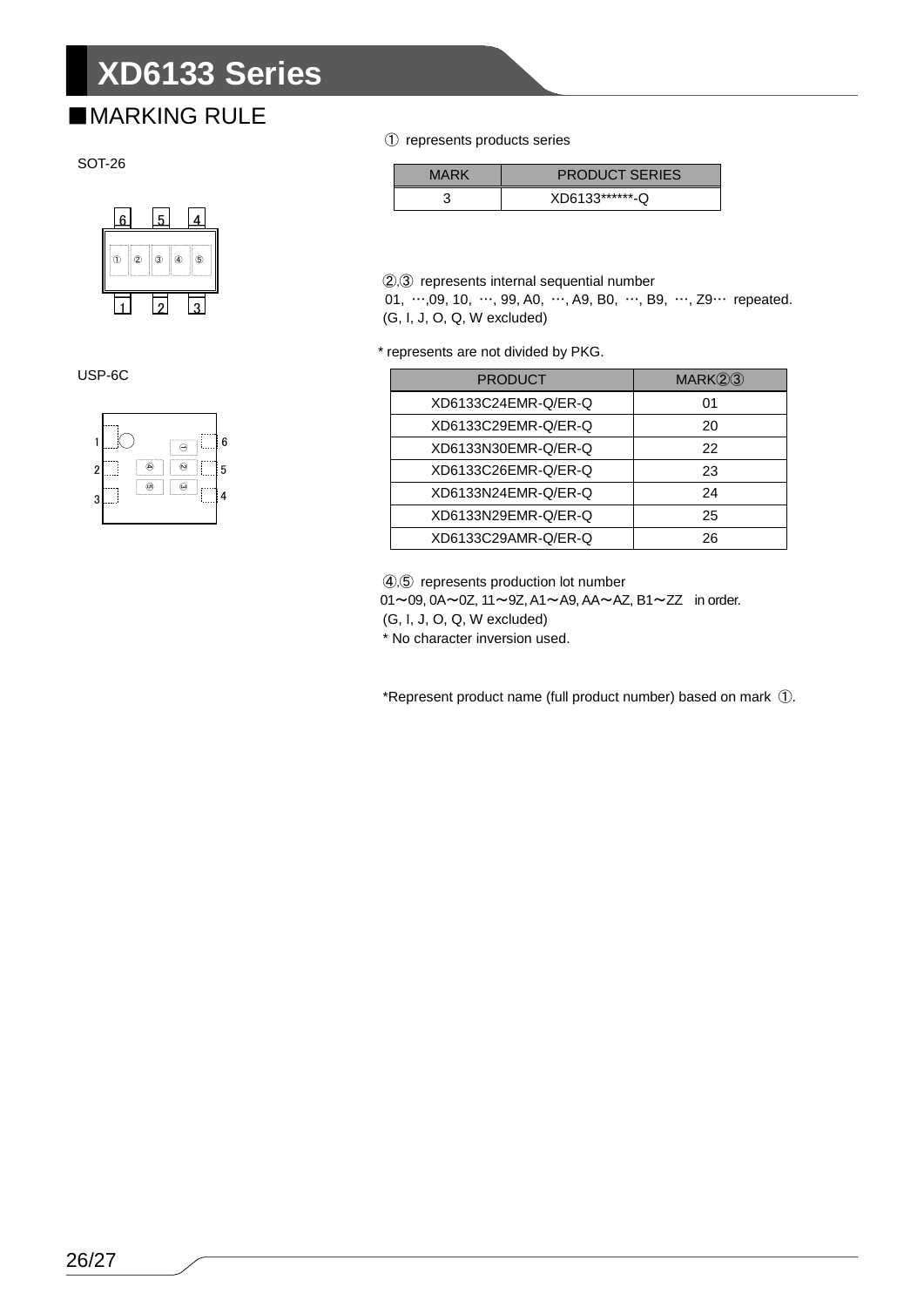# XD6133 Series

## ■MARKING RULE

SOT-26

USP-6C

① represents products series

| MARK | PRODUCT SERIES |
|---|---|
| 3 | XD6133******-Q |

②,③ represents internal sequential number
01, …,09, 10, …, 99, A0, …, A9, B0, …, B9, …, Z9… repeated.
(G, I, J, O, Q, W excluded)

* represents are not divided by PKG.

| PRODUCT | MARK②③ |
|---|---|
| XD6133C24EMR-Q/ER-Q | 01 |
| XD6133C29EMR-Q/ER-Q | 20 |
| XD6133N30EMR-Q/ER-Q | 22 |
| XD6133C26EMR-Q/ER-Q | 23 |
| XD6133N24EMR-Q/ER-Q | 24 |
| XD6133N29EMR-Q/ER-Q | 25 |
| XD6133C29AMR-Q/ER-Q | 26 |

④,⑤ represents production lot number
01～09, 0A～0Z, 11～9Z, A1～A9, AA～AZ, B1～ZZ in order.
(G, I, J, O, Q, W excluded)
* No character inversion used.

*Represent product name (full product number) based on mark ①.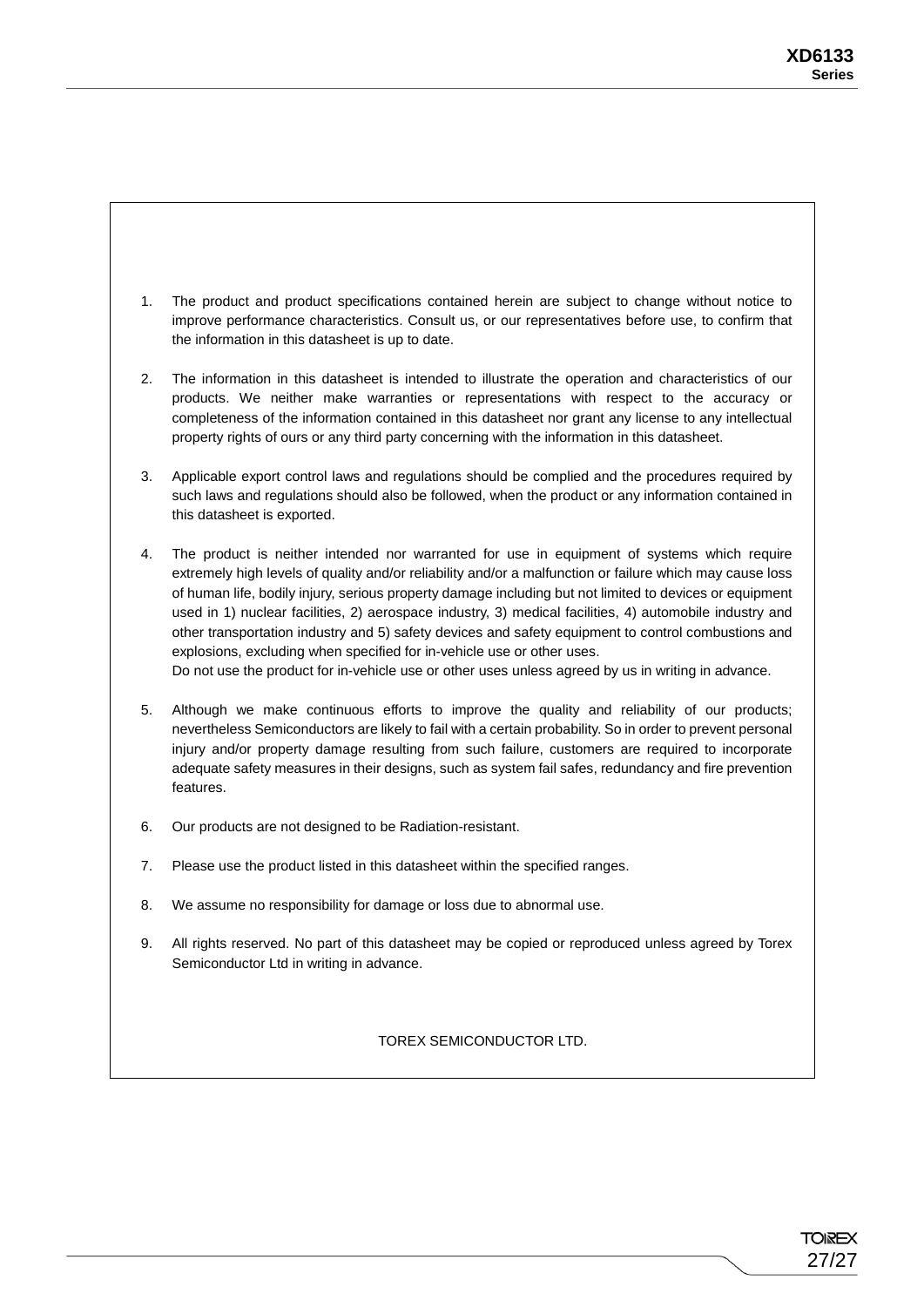1. The product and product specifications contained herein are subject to change without notice to improve performance characteristics. Consult us, or our representatives before use, to confirm that the information in this datasheet is up to date.

2. The information in this datasheet is intended to illustrate the operation and characteristics of our products. We neither make warranties or representations with respect to the accuracy or completeness of the information contained in this datasheet nor grant any license to any intellectual property rights of ours or any third party concerning with the information in this datasheet.

3. Applicable export control laws and regulations should be complied and the procedures required by such laws and regulations should also be followed, when the product or any information contained in this datasheet is exported.

4. The product is neither intended nor warranted for use in equipment of systems which require extremely high levels of quality and/or reliability and/or a malfunction or failure which may cause loss of human life, bodily injury, serious property damage including but not limited to devices or equipment used in 1) nuclear facilities, 2) aerospace industry, 3) medical facilities, 4) automobile industry and other transportation industry and 5) safety devices and safety equipment to control combustions and explosions, excluding when specified for in-vehicle use or other uses.
   Do not use the product for in-vehicle use or other uses unless agreed by us in writing in advance.

5. Although we make continuous efforts to improve the quality and reliability of our products; nevertheless Semiconductors are likely to fail with a certain probability. So in order to prevent personal injury and/or property damage resulting from such failure, customers are required to incorporate adequate safety measures in their designs, such as system fail safes, redundancy and fire prevention features.

6. Our products are not designed to be Radiation-resistant.

7. Please use the product listed in this datasheet within the specified ranges.

8. We assume no responsibility for damage or loss due to abnormal use.

9. All rights reserved. No part of this datasheet may be copied or reproduced unless agreed by Torex Semiconductor Ltd in writing in advance.

TOREX SEMICONDUCTOR LTD.